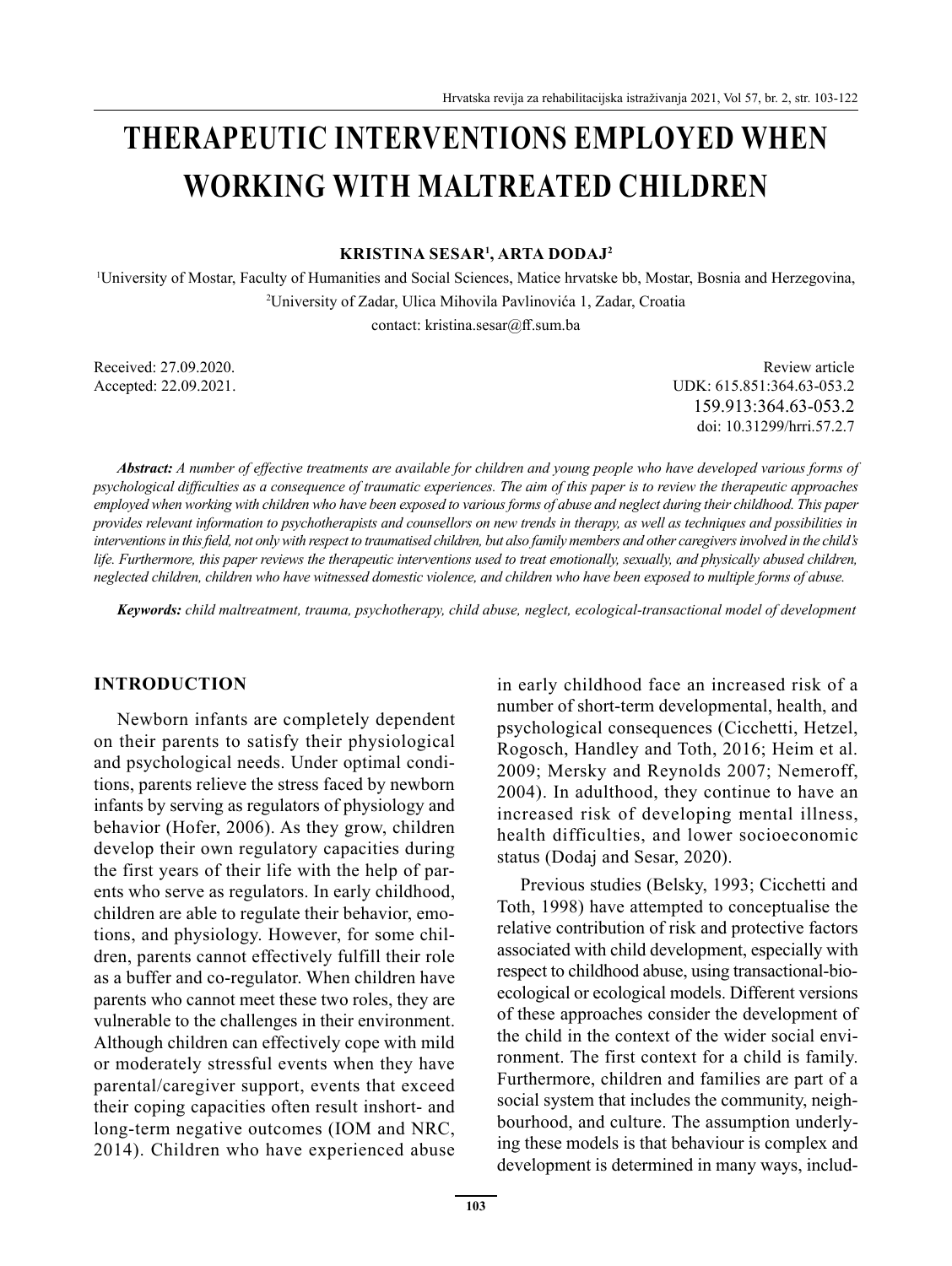# THERAPEUTIC INTERVENTIONS EMPLOYED WHEN WORKING WITH MALTREATED CHILDREN

**KRISTINA SESAR[1], ARTA DODAJ[2]**

[1]University of Mostar, Faculty of Humanities and Social Sciences, Matice hrvatske bb, Mostar, Bosnia and Herzegovina,
[2]University of Zadar, Ulica Mihovila Pavlinovića 1, Zadar, Croatia
contact: kristina.sesar@ff.sum.ba

Received: 27.09.2020.
Accepted: 22.09.2021.

Review article
UDK: 615.851:364.63-053.2
159.913:364.63-053.2
doi: 10.31299/hrri.57.2.7

***Abstract:*** *A number of effective treatments are available for children and young people who have developed various forms of psychological difficulties as a consequence of traumatic experiences. The aim of this paper is to review the therapeutic approaches employed when working with children who have been exposed to various forms of abuse and neglect during their childhood. This paper provides relevant information to psychotherapists and counsellors on new trends in therapy, as well as techniques and possibilities in interventions in this field, not only with respect to traumatised children, but also family members and other caregivers involved in the child's life. Furthermore, this paper reviews the therapeutic interventions used to treat emotionally, sexually, and physically abused children, neglected children, children who have witnessed domestic violence, and children who have been exposed to multiple forms of abuse.*

***Keywords:*** *child maltreatment, trauma, psychotherapy, child abuse, neglect, ecological-transactional model of development*

## INTRODUCTION

Newborn infants are completely dependent on their parents to satisfy their physiological and psychological needs. Under optimal conditions, parents relieve the stress faced by newborn infants by serving as regulators of physiology and behavior (Hofer, 2006). As they grow, children develop their own regulatory capacities during the first years of their life with the help of parents who serve as regulators. In early childhood, children are able to regulate their behavior, emotions, and physiology. However, for some children, parents cannot effectively fulfill their role as a buffer and co-regulator. When children have parents who cannot meet these two roles, they are vulnerable to the challenges in their environment. Although children can effectively cope with mild or moderately stressful events when they have parental/caregiver support, events that exceed their coping capacities often result inshort- and long-term negative outcomes (IOM and NRC, 2014). Children who have experienced abuse in early childhood face an increased risk of a number of short-term developmental, health, and psychological consequences (Cicchetti, Hetzel, Rogosch, Handley and Toth, 2016; Heim et al. 2009; Mersky and Reynolds 2007; Nemeroff, 2004). In adulthood, they continue to have an increased risk of developing mental illness, health difficulties, and lower socioeconomic status (Dodaj and Sesar, 2020).

Previous studies (Belsky, 1993; Cicchetti and Toth, 1998) have attempted to conceptualise the relative contribution of risk and protective factors associated with child development, especially with respect to childhood abuse, using transactional-bioecological or ecological models. Different versions of these approaches consider the development of the child in the context of the wider social environment. The first context for a child is family. Furthermore, children and families are part of a social system that includes the community, neighbourhood, and culture. The assumption underlying these models is that behaviour is complex and development is determined in many ways, includ-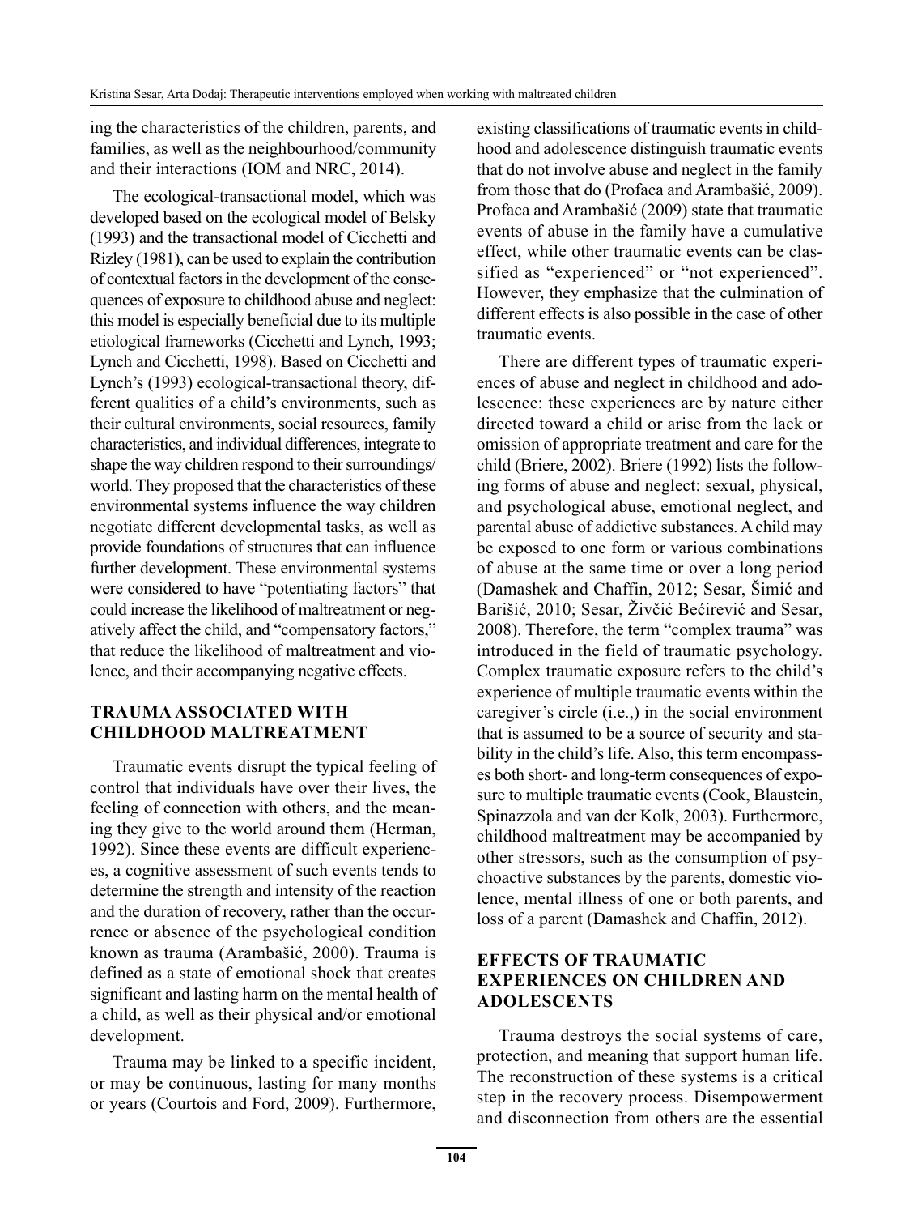ing the characteristics of the children, parents, and families, as well as the neighbourhood/community and their interactions (IOM and NRC, 2014).

The ecological-transactional model, which was developed based on the ecological model of Belsky (1993) and the transactional model of Cicchetti and Rizley (1981), can be used to explain the contribution of contextual factors in the development of the consequences of exposure to childhood abuse and neglect: this model is especially beneficial due to its multiple etiological frameworks (Cicchetti and Lynch, 1993; Lynch and Cicchetti, 1998). Based on Cicchetti and Lynch's (1993) ecological-transactional theory, different qualities of a child's environments, such as their cultural environments, social resources, family characteristics, and individual differences, integrate to shape the way children respond to their surroundings/world. They proposed that the characteristics of these environmental systems influence the way children negotiate different developmental tasks, as well as provide foundations of structures that can influence further development. These environmental systems were considered to have "potentiating factors" that could increase the likelihood of maltreatment or negatively affect the child, and "compensatory factors," that reduce the likelihood of maltreatment and violence, and their accompanying negative effects.

## TRAUMA ASSOCIATED WITH CHILDHOOD MALTREATMENT

Traumatic events disrupt the typical feeling of control that individuals have over their lives, the feeling of connection with others, and the meaning they give to the world around them (Herman, 1992). Since these events are difficult experiences, a cognitive assessment of such events tends to determine the strength and intensity of the reaction and the duration of recovery, rather than the occurrence or absence of the psychological condition known as trauma (Arambašić, 2000). Trauma is defined as a state of emotional shock that creates significant and lasting harm on the mental health of a child, as well as their physical and/or emotional development.

Trauma may be linked to a specific incident, or may be continuous, lasting for many months or years (Courtois and Ford, 2009). Furthermore, existing classifications of traumatic events in childhood and adolescence distinguish traumatic events that do not involve abuse and neglect in the family from those that do (Profaca and Arambašić, 2009). Profaca and Arambašić (2009) state that traumatic events of abuse in the family have a cumulative effect, while other traumatic events can be classified as "experienced" or "not experienced". However, they emphasize that the culmination of different effects is also possible in the case of other traumatic events.

There are different types of traumatic experiences of abuse and neglect in childhood and adolescence: these experiences are by nature either directed toward a child or arise from the lack or omission of appropriate treatment and care for the child (Briere, 2002). Briere (1992) lists the following forms of abuse and neglect: sexual, physical, and psychological abuse, emotional neglect, and parental abuse of addictive substances. A child may be exposed to one form or various combinations of abuse at the same time or over a long period (Damashek and Chaffin, 2012; Sesar, Šimić and Barišić, 2010; Sesar, Živčić Bećirević and Sesar, 2008). Therefore, the term "complex trauma" was introduced in the field of traumatic psychology. Complex traumatic exposure refers to the child's experience of multiple traumatic events within the caregiver's circle (i.e.,) in the social environment that is assumed to be a source of security and stability in the child's life. Also, this term encompasses both short- and long-term consequences of exposure to multiple traumatic events (Cook, Blaustein, Spinazzola and van der Kolk, 2003). Furthermore, childhood maltreatment may be accompanied by other stressors, such as the consumption of psychoactive substances by the parents, domestic violence, mental illness of one or both parents, and loss of a parent (Damashek and Chaffin, 2012).

## EFFECTS OF TRAUMATIC EXPERIENCES ON CHILDREN AND ADOLESCENTS

Trauma destroys the social systems of care, protection, and meaning that support human life. The reconstruction of these systems is a critical step in the recovery process. Disempowerment and disconnection from others are the essential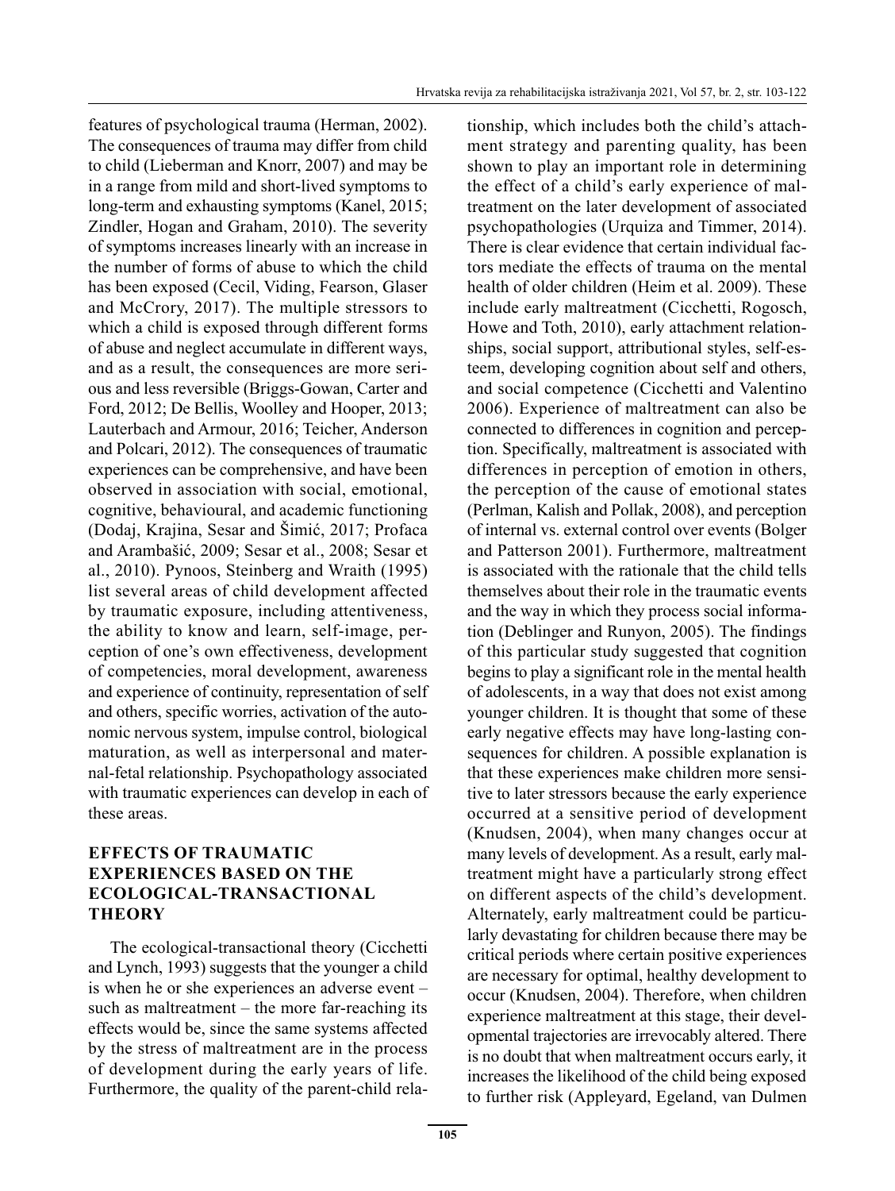features of psychological trauma (Herman, 2002). The consequences of trauma may differ from child to child (Lieberman and Knorr, 2007) and may be in a range from mild and short-lived symptoms to long-term and exhausting symptoms (Kanel, 2015; Zindler, Hogan and Graham, 2010). The severity of symptoms increases linearly with an increase in the number of forms of abuse to which the child has been exposed (Cecil, Viding, Fearson, Glaser and McCrory, 2017). The multiple stressors to which a child is exposed through different forms of abuse and neglect accumulate in different ways, and as a result, the consequences are more serious and less reversible (Briggs-Gowan, Carter and Ford, 2012; De Bellis, Woolley and Hooper, 2013; Lauterbach and Armour, 2016; Teicher, Anderson and Polcari, 2012). The consequences of traumatic experiences can be comprehensive, and have been observed in association with social, emotional, cognitive, behavioural, and academic functioning (Dodaj, Krajina, Sesar and Šimić, 2017; Profaca and Arambašić, 2009; Sesar et al., 2008; Sesar et al., 2010). Pynoos, Steinberg and Wraith (1995) list several areas of child development affected by traumatic exposure, including attentiveness, the ability to know and learn, self-image, perception of one's own effectiveness, development of competencies, moral development, awareness and experience of continuity, representation of self and others, specific worries, activation of the autonomic nervous system, impulse control, biological maturation, as well as interpersonal and maternal-fetal relationship. Psychopathology associated with traumatic experiences can develop in each of these areas.

## EFFECTS OF TRAUMATIC EXPERIENCES BASED ON THE ECOLOGICAL-TRANSACTIONAL THEORY

The ecological-transactional theory (Cicchetti and Lynch, 1993) suggests that the younger a child is when he or she experiences an adverse event – such as maltreatment – the more far-reaching its effects would be, since the same systems affected by the stress of maltreatment are in the process of development during the early years of life. Furthermore, the quality of the parent-child relationship, which includes both the child's attachment strategy and parenting quality, has been shown to play an important role in determining the effect of a child's early experience of maltreatment on the later development of associated psychopathologies (Urquiza and Timmer, 2014). There is clear evidence that certain individual factors mediate the effects of trauma on the mental health of older children (Heim et al. 2009). These include early maltreatment (Cicchetti, Rogosch, Howe and Toth, 2010), early attachment relationships, social support, attributional styles, self-esteem, developing cognition about self and others, and social competence (Cicchetti and Valentino 2006). Experience of maltreatment can also be connected to differences in cognition and perception. Specifically, maltreatment is associated with differences in perception of emotion in others, the perception of the cause of emotional states (Perlman, Kalish and Pollak, 2008), and perception of internal vs. external control over events (Bolger and Patterson 2001). Furthermore, maltreatment is associated with the rationale that the child tells themselves about their role in the traumatic events and the way in which they process social information (Deblinger and Runyon, 2005). The findings of this particular study suggested that cognition begins to play a significant role in the mental health of adolescents, in a way that does not exist among younger children. It is thought that some of these early negative effects may have long-lasting consequences for children. A possible explanation is that these experiences make children more sensitive to later stressors because the early experience occurred at a sensitive period of development (Knudsen, 2004), when many changes occur at many levels of development. As a result, early maltreatment might have a particularly strong effect on different aspects of the child's development. Alternately, early maltreatment could be particularly devastating for children because there may be critical periods where certain positive experiences are necessary for optimal, healthy development to occur (Knudsen, 2004). Therefore, when children experience maltreatment at this stage, their developmental trajectories are irrevocably altered. There is no doubt that when maltreatment occurs early, it increases the likelihood of the child being exposed to further risk (Appleyard, Egeland, van Dulmen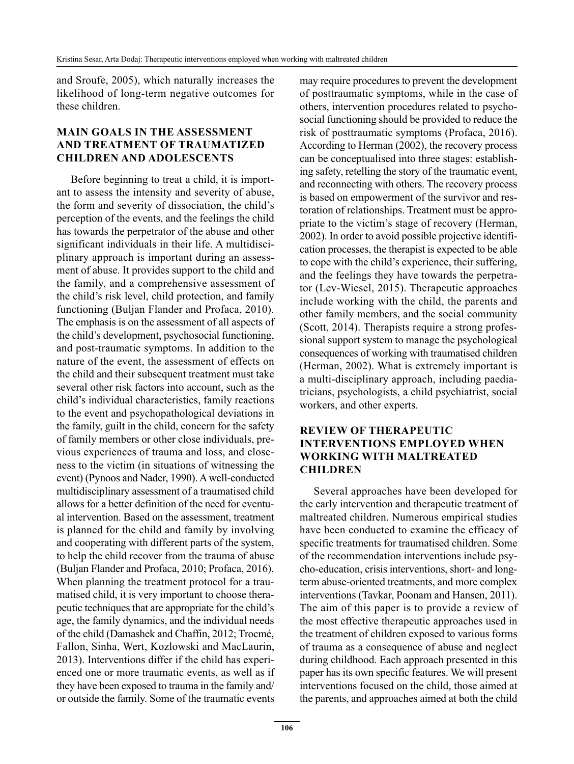and Sroufe, 2005), which naturally increases the likelihood of long-term negative outcomes for these children.

## MAIN GOALS IN THE ASSESSMENT AND TREATMENT OF TRAUMATIZED CHILDREN AND ADOLESCENTS

Before beginning to treat a child, it is important to assess the intensity and severity of abuse, the form and severity of dissociation, the child's perception of the events, and the feelings the child has towards the perpetrator of the abuse and other significant individuals in their life. A multidisciplinary approach is important during an assessment of abuse. It provides support to the child and the family, and a comprehensive assessment of the child's risk level, child protection, and family functioning (Buljan Flander and Profaca, 2010). The emphasis is on the assessment of all aspects of the child's development, psychosocial functioning, and post-traumatic symptoms. In addition to the nature of the event, the assessment of effects on the child and their subsequent treatment must take several other risk factors into account, such as the child's individual characteristics, family reactions to the event and psychopathological deviations in the family, guilt in the child, concern for the safety of family members or other close individuals, previous experiences of trauma and loss, and closeness to the victim (in situations of witnessing the event) (Pynoos and Nader, 1990). A well-conducted multidisciplinary assessment of a traumatised child allows for a better definition of the need for eventual intervention. Based on the assessment, treatment is planned for the child and family by involving and cooperating with different parts of the system, to help the child recover from the trauma of abuse (Buljan Flander and Profaca, 2010; Profaca, 2016). When planning the treatment protocol for a traumatised child, it is very important to choose therapeutic techniques that are appropriate for the child's age, the family dynamics, and the individual needs of the child (Damashek and Chaffin, 2012; Trocmé, Fallon, Sinha, Wert, Kozlowski and MacLaurin, 2013). Interventions differ if the child has experienced one or more traumatic events, as well as if they have been exposed to trauma in the family and/or outside the family. Some of the traumatic events may require procedures to prevent the development of posttraumatic symptoms, while in the case of others, intervention procedures related to psychosocial functioning should be provided to reduce the risk of posttraumatic symptoms (Profaca, 2016). According to Herman (2002), the recovery process can be conceptualised into three stages: establishing safety, retelling the story of the traumatic event, and reconnecting with others. The recovery process is based on empowerment of the survivor and restoration of relationships. Treatment must be appropriate to the victim's stage of recovery (Herman, 2002). In order to avoid possible projective identification processes, the therapist is expected to be able to cope with the child's experience, their suffering, and the feelings they have towards the perpetrator (Lev-Wiesel, 2015). Therapeutic approaches include working with the child, the parents and other family members, and the social community (Scott, 2014). Therapists require a strong professional support system to manage the psychological consequences of working with traumatised children (Herman, 2002). What is extremely important is a multi-disciplinary approach, including paediatricians, psychologists, a child psychiatrist, social workers, and other experts.

## REVIEW OF THERAPEUTIC INTERVENTIONS EMPLOYED WHEN WORKING WITH MALTREATED CHILDREN

Several approaches have been developed for the early intervention and therapeutic treatment of maltreated children. Numerous empirical studies have been conducted to examine the efficacy of specific treatments for traumatised children. Some of the recommendation interventions include psycho-education, crisis interventions, short- and long-term abuse-oriented treatments, and more complex interventions (Tavkar, Poonam and Hansen, 2011). The aim of this paper is to provide a review of the most effective therapeutic approaches used in the treatment of children exposed to various forms of trauma as a consequence of abuse and neglect during childhood. Each approach presented in this paper has its own specific features. We will present interventions focused on the child, those aimed at the parents, and approaches aimed at both the child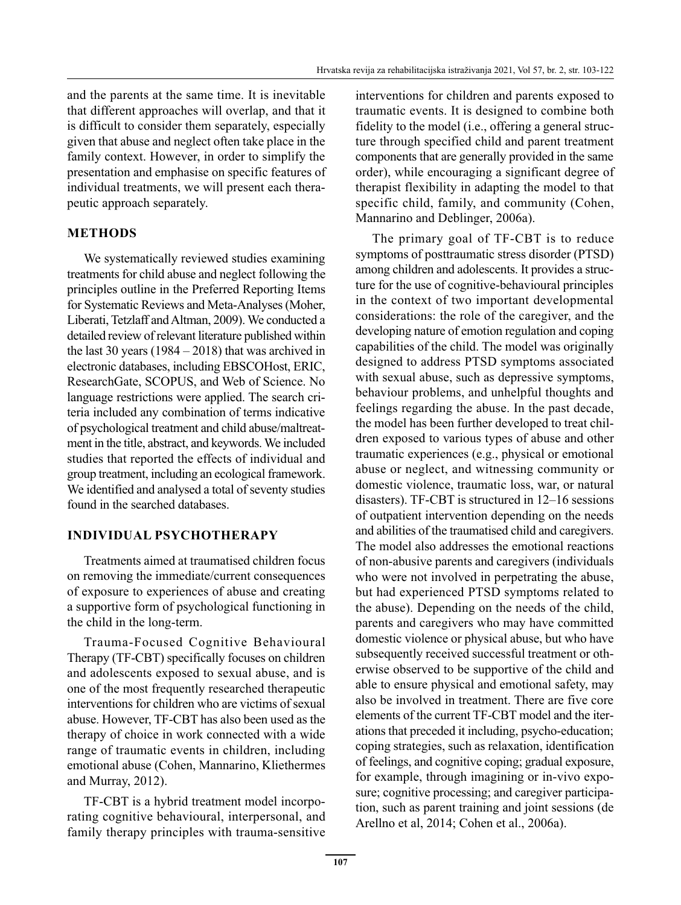and the parents at the same time. It is inevitable that different approaches will overlap, and that it is difficult to consider them separately, especially given that abuse and neglect often take place in the family context. However, in order to simplify the presentation and emphasise on specific features of individual treatments, we will present each therapeutic approach separately.

## METHODS

We systematically reviewed studies examining treatments for child abuse and neglect following the principles outline in the Preferred Reporting Items for Systematic Reviews and Meta-Analyses (Moher, Liberati, Tetzlaff and Altman, 2009). We conducted a detailed review of relevant literature published within the last 30 years (1984 – 2018) that was archived in electronic databases, including EBSCOHost, ERIC, ResearchGate, SCOPUS, and Web of Science. No language restrictions were applied. The search criteria included any combination of terms indicative of psychological treatment and child abuse/maltreatment in the title, abstract, and keywords. We included studies that reported the effects of individual and group treatment, including an ecological framework. We identified and analysed a total of seventy studies found in the searched databases.

## INDIVIDUAL PSYCHOTHERAPY

Treatments aimed at traumatised children focus on removing the immediate/current consequences of exposure to experiences of abuse and creating a supportive form of psychological functioning in the child in the long-term.

Trauma-Focused Cognitive Behavioural Therapy (TF-CBT) specifically focuses on children and adolescents exposed to sexual abuse, and is one of the most frequently researched therapeutic interventions for children who are victims of sexual abuse. However, TF-CBT has also been used as the therapy of choice in work connected with a wide range of traumatic events in children, including emotional abuse (Cohen, Mannarino, Kliethermes and Murray, 2012).

TF-CBT is a hybrid treatment model incorporating cognitive behavioural, interpersonal, and family therapy principles with trauma-sensitive interventions for children and parents exposed to traumatic events. It is designed to combine both fidelity to the model (i.e., offering a general structure through specified child and parent treatment components that are generally provided in the same order), while encouraging a significant degree of therapist flexibility in adapting the model to that specific child, family, and community (Cohen, Mannarino and Deblinger, 2006a).

The primary goal of TF-CBT is to reduce symptoms of posttraumatic stress disorder (PTSD) among children and adolescents. It provides a structure for the use of cognitive-behavioural principles in the context of two important developmental considerations: the role of the caregiver, and the developing nature of emotion regulation and coping capabilities of the child. The model was originally designed to address PTSD symptoms associated with sexual abuse, such as depressive symptoms, behaviour problems, and unhelpful thoughts and feelings regarding the abuse. In the past decade, the model has been further developed to treat children exposed to various types of abuse and other traumatic experiences (e.g., physical or emotional abuse or neglect, and witnessing community or domestic violence, traumatic loss, war, or natural disasters). TF-CBT is structured in 12–16 sessions of outpatient intervention depending on the needs and abilities of the traumatised child and caregivers. The model also addresses the emotional reactions of non-abusive parents and caregivers (individuals who were not involved in perpetrating the abuse, but had experienced PTSD symptoms related to the abuse). Depending on the needs of the child, parents and caregivers who may have committed domestic violence or physical abuse, but who have subsequently received successful treatment or otherwise observed to be supportive of the child and able to ensure physical and emotional safety, may also be involved in treatment. There are five core elements of the current TF-CBT model and the iterations that preceded it including, psycho-education; coping strategies, such as relaxation, identification of feelings, and cognitive coping; gradual exposure, for example, through imagining or in-vivo exposure; cognitive processing; and caregiver participation, such as parent training and joint sessions (de Arellno et al, 2014; Cohen et al., 2006a).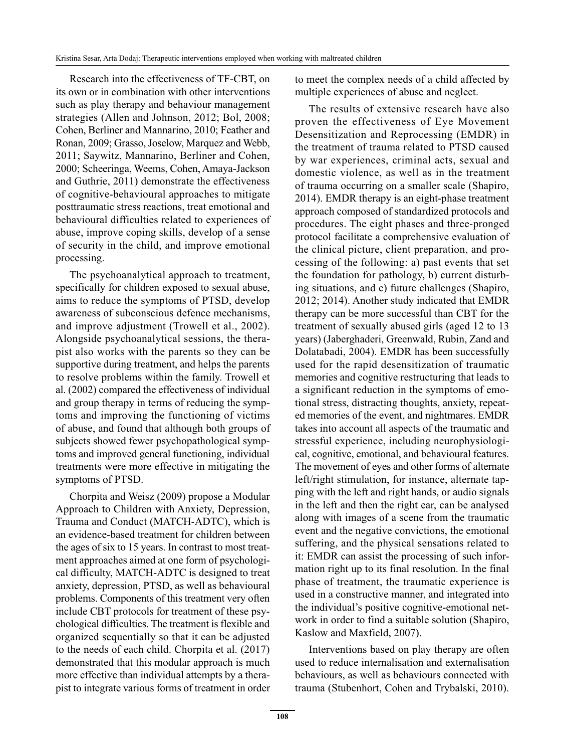Research into the effectiveness of TF-CBT, on its own or in combination with other interventions such as play therapy and behaviour management strategies (Allen and Johnson, 2012; Bol, 2008; Cohen, Berliner and Mannarino, 2010; Feather and Ronan, 2009; Grasso, Joselow, Marquez and Webb, 2011; Saywitz, Mannarino, Berliner and Cohen, 2000; Scheeringa, Weems, Cohen, Amaya-Jackson and Guthrie, 2011) demonstrate the effectiveness of cognitive-behavioural approaches to mitigate posttraumatic stress reactions, treat emotional and behavioural difficulties related to experiences of abuse, improve coping skills, develop of a sense of security in the child, and improve emotional processing.

The psychoanalytical approach to treatment, specifically for children exposed to sexual abuse, aims to reduce the symptoms of PTSD, develop awareness of subconscious defence mechanisms, and improve adjustment (Trowell et al., 2002). Alongside psychoanalytical sessions, the therapist also works with the parents so they can be supportive during treatment, and helps the parents to resolve problems within the family. Trowell et al. (2002) compared the effectiveness of individual and group therapy in terms of reducing the symptoms and improving the functioning of victims of abuse, and found that although both groups of subjects showed fewer psychopathological symptoms and improved general functioning, individual treatments were more effective in mitigating the symptoms of PTSD.

Chorpita and Weisz (2009) propose a Modular Approach to Children with Anxiety, Depression, Trauma and Conduct (MATCH-ADTC), which is an evidence-based treatment for children between the ages of six to 15 years. In contrast to most treatment approaches aimed at one form of psychological difficulty, MATCH-ADTC is designed to treat anxiety, depression, PTSD, as well as behavioural problems. Components of this treatment very often include CBT protocols for treatment of these psychological difficulties. The treatment is flexible and organized sequentially so that it can be adjusted to the needs of each child. Chorpita et al. (2017) demonstrated that this modular approach is much more effective than individual attempts by a therapist to integrate various forms of treatment in order to meet the complex needs of a child affected by multiple experiences of abuse and neglect.

The results of extensive research have also proven the effectiveness of Eye Movement Desensitization and Reprocessing (EMDR) in the treatment of trauma related to PTSD caused by war experiences, criminal acts, sexual and domestic violence, as well as in the treatment of trauma occurring on a smaller scale (Shapiro, 2014). EMDR therapy is an eight-phase treatment approach composed of standardized protocols and procedures. The eight phases and three-pronged protocol facilitate a comprehensive evaluation of the clinical picture, client preparation, and processing of the following: a) past events that set the foundation for pathology, b) current disturbing situations, and c) future challenges (Shapiro, 2012; 2014). Another study indicated that EMDR therapy can be more successful than CBT for the treatment of sexually abused girls (aged 12 to 13 years) (Jaberghaderi, Greenwald, Rubin, Zand and Dolatabadi, 2004). EMDR has been successfully used for the rapid desensitization of traumatic memories and cognitive restructuring that leads to a significant reduction in the symptoms of emotional stress, distracting thoughts, anxiety, repeated memories of the event, and nightmares. EMDR takes into account all aspects of the traumatic and stressful experience, including neurophysiological, cognitive, emotional, and behavioural features. The movement of eyes and other forms of alternate left/right stimulation, for instance, alternate tapping with the left and right hands, or audio signals in the left and then the right ear, can be analysed along with images of a scene from the traumatic event and the negative convictions, the emotional suffering, and the physical sensations related to it: EMDR can assist the processing of such information right up to its final resolution. In the final phase of treatment, the traumatic experience is used in a constructive manner, and integrated into the individual's positive cognitive-emotional network in order to find a suitable solution (Shapiro, Kaslow and Maxfield, 2007).

Interventions based on play therapy are often used to reduce internalisation and externalisation behaviours, as well as behaviours connected with trauma (Stubenhort, Cohen and Trybalski, 2010).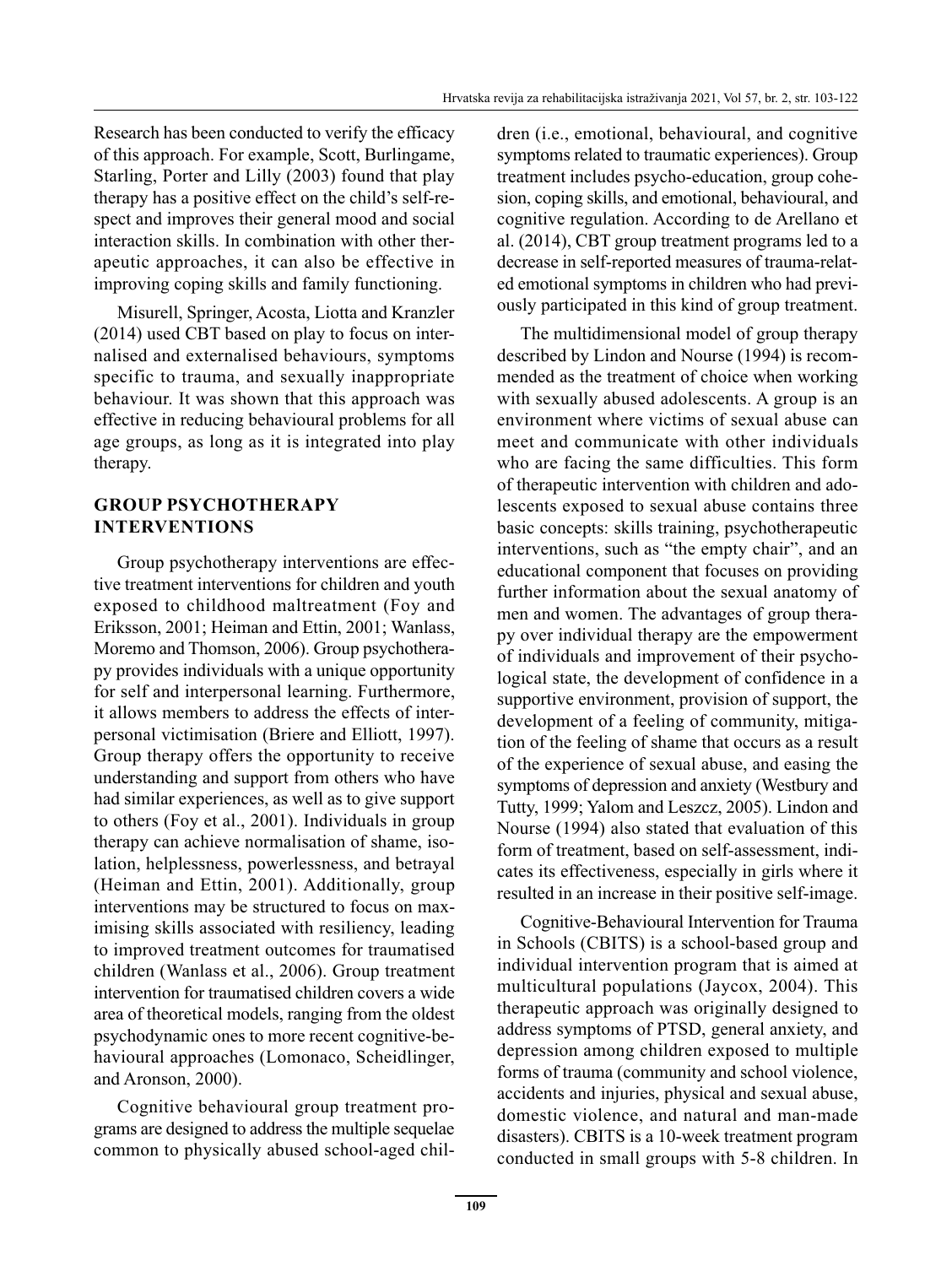Research has been conducted to verify the efficacy of this approach. For example, Scott, Burlingame, Starling, Porter and Lilly (2003) found that play therapy has a positive effect on the child's self-respect and improves their general mood and social interaction skills. In combination with other therapeutic approaches, it can also be effective in improving coping skills and family functioning.

Misurell, Springer, Acosta, Liotta and Kranzler (2014) used CBT based on play to focus on internalised and externalised behaviours, symptoms specific to trauma, and sexually inappropriate behaviour. It was shown that this approach was effective in reducing behavioural problems for all age groups, as long as it is integrated into play therapy.

## GROUP PSYCHOTHERAPY INTERVENTIONS

Group psychotherapy interventions are effective treatment interventions for children and youth exposed to childhood maltreatment (Foy and Eriksson, 2001; Heiman and Ettin, 2001; Wanlass, Moremo and Thomson, 2006). Group psychotherapy provides individuals with a unique opportunity for self and interpersonal learning. Furthermore, it allows members to address the effects of interpersonal victimisation (Briere and Elliott, 1997). Group therapy offers the opportunity to receive understanding and support from others who have had similar experiences, as well as to give support to others (Foy et al., 2001). Individuals in group therapy can achieve normalisation of shame, isolation, helplessness, powerlessness, and betrayal (Heiman and Ettin, 2001). Additionally, group interventions may be structured to focus on maximising skills associated with resiliency, leading to improved treatment outcomes for traumatised children (Wanlass et al., 2006). Group treatment intervention for traumatised children covers a wide area of theoretical models, ranging from the oldest psychodynamic ones to more recent cognitive-behavioural approaches (Lomonaco, Scheidlinger, and Aronson, 2000).

Cognitive behavioural group treatment programs are designed to address the multiple sequelae common to physically abused school-aged children (i.e., emotional, behavioural, and cognitive symptoms related to traumatic experiences). Group treatment includes psycho-education, group cohesion, coping skills, and emotional, behavioural, and cognitive regulation. According to de Arellano et al. (2014), CBT group treatment programs led to a decrease in self-reported measures of trauma-related emotional symptoms in children who had previously participated in this kind of group treatment.

The multidimensional model of group therapy described by Lindon and Nourse (1994) is recommended as the treatment of choice when working with sexually abused adolescents. A group is an environment where victims of sexual abuse can meet and communicate with other individuals who are facing the same difficulties. This form of therapeutic intervention with children and adolescents exposed to sexual abuse contains three basic concepts: skills training, psychotherapeutic interventions, such as "the empty chair", and an educational component that focuses on providing further information about the sexual anatomy of men and women. The advantages of group therapy over individual therapy are the empowerment of individuals and improvement of their psychological state, the development of confidence in a supportive environment, provision of support, the development of a feeling of community, mitigation of the feeling of shame that occurs as a result of the experience of sexual abuse, and easing the symptoms of depression and anxiety (Westbury and Tutty, 1999; Yalom and Leszcz, 2005). Lindon and Nourse (1994) also stated that evaluation of this form of treatment, based on self-assessment, indicates its effectiveness, especially in girls where it resulted in an increase in their positive self-image.

Cognitive-Behavioural Intervention for Trauma in Schools (CBITS) is a school-based group and individual intervention program that is aimed at multicultural populations (Jaycox, 2004). This therapeutic approach was originally designed to address symptoms of PTSD, general anxiety, and depression among children exposed to multiple forms of trauma (community and school violence, accidents and injuries, physical and sexual abuse, domestic violence, and natural and man-made disasters). CBITS is a 10-week treatment program conducted in small groups with 5-8 children. In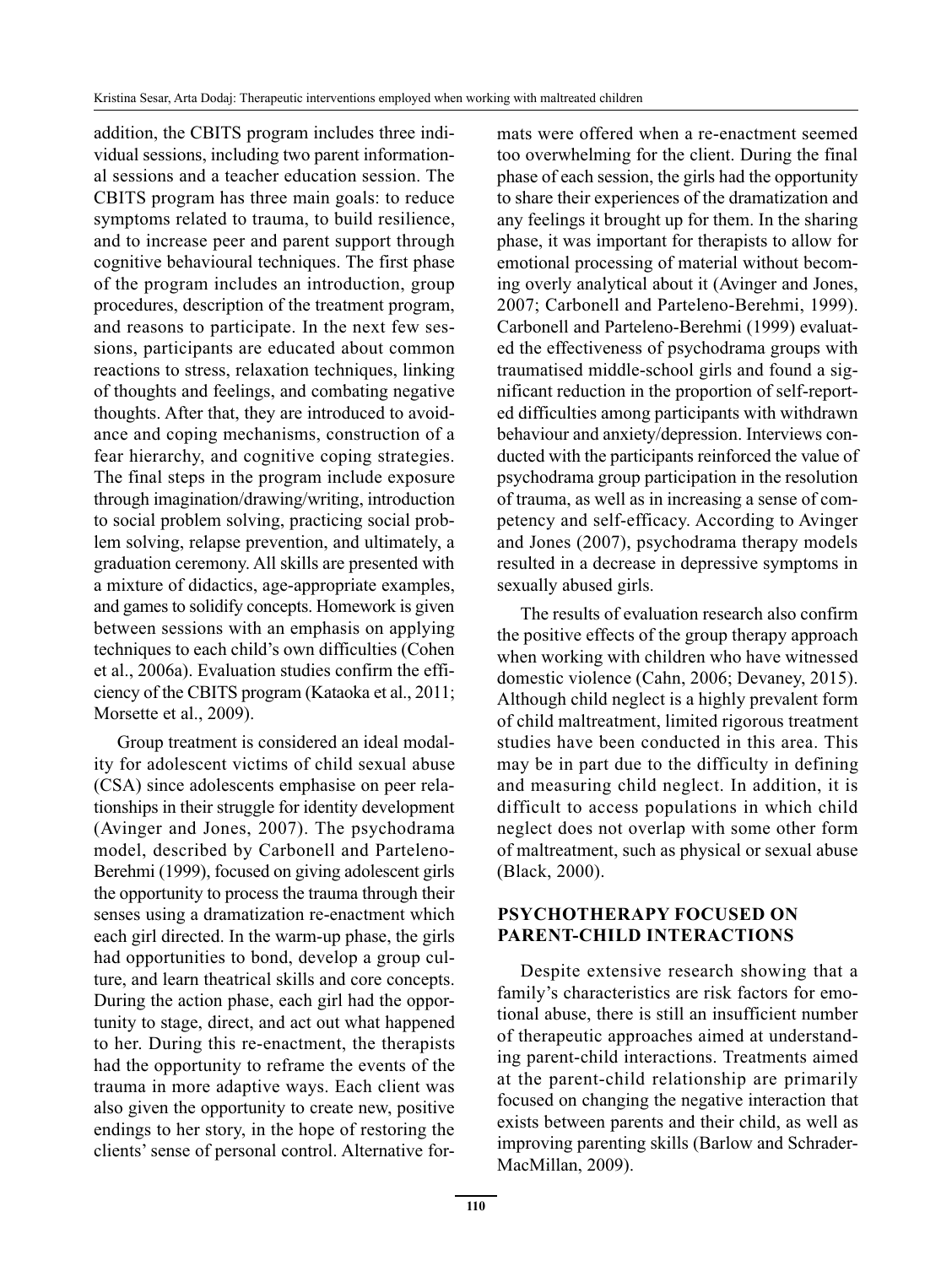addition, the CBITS program includes three individual sessions, including two parent informational sessions and a teacher education session. The CBITS program has three main goals: to reduce symptoms related to trauma, to build resilience, and to increase peer and parent support through cognitive behavioural techniques. The first phase of the program includes an introduction, group procedures, description of the treatment program, and reasons to participate. In the next few sessions, participants are educated about common reactions to stress, relaxation techniques, linking of thoughts and feelings, and combating negative thoughts. After that, they are introduced to avoidance and coping mechanisms, construction of a fear hierarchy, and cognitive coping strategies. The final steps in the program include exposure through imagination/drawing/writing, introduction to social problem solving, practicing social problem solving, relapse prevention, and ultimately, a graduation ceremony. All skills are presented with a mixture of didactics, age-appropriate examples, and games to solidify concepts. Homework is given between sessions with an emphasis on applying techniques to each child's own difficulties (Cohen et al., 2006a). Evaluation studies confirm the efficiency of the CBITS program (Kataoka et al., 2011; Morsette et al., 2009).

Group treatment is considered an ideal modality for adolescent victims of child sexual abuse (CSA) since adolescents emphasise on peer relationships in their struggle for identity development (Avinger and Jones, 2007). The psychodrama model, described by Carbonell and Parteleno-Berehmi (1999), focused on giving adolescent girls the opportunity to process the trauma through their senses using a dramatization re-enactment which each girl directed. In the warm-up phase, the girls had opportunities to bond, develop a group culture, and learn theatrical skills and core concepts. During the action phase, each girl had the opportunity to stage, direct, and act out what happened to her. During this re-enactment, the therapists had the opportunity to reframe the events of the trauma in more adaptive ways. Each client was also given the opportunity to create new, positive endings to her story, in the hope of restoring the clients' sense of personal control. Alternative formats were offered when a re-enactment seemed too overwhelming for the client. During the final phase of each session, the girls had the opportunity to share their experiences of the dramatization and any feelings it brought up for them. In the sharing phase, it was important for therapists to allow for emotional processing of material without becoming overly analytical about it (Avinger and Jones, 2007; Carbonell and Parteleno-Berehmi, 1999). Carbonell and Parteleno-Berehmi (1999) evaluated the effectiveness of psychodrama groups with traumatised middle-school girls and found a significant reduction in the proportion of self-reported difficulties among participants with withdrawn behaviour and anxiety/depression. Interviews conducted with the participants reinforced the value of psychodrama group participation in the resolution of trauma, as well as in increasing a sense of competency and self-efficacy. According to Avinger and Jones (2007), psychodrama therapy models resulted in a decrease in depressive symptoms in sexually abused girls.

The results of evaluation research also confirm the positive effects of the group therapy approach when working with children who have witnessed domestic violence (Cahn, 2006; Devaney, 2015). Although child neglect is a highly prevalent form of child maltreatment, limited rigorous treatment studies have been conducted in this area. This may be in part due to the difficulty in defining and measuring child neglect. In addition, it is difficult to access populations in which child neglect does not overlap with some other form of maltreatment, such as physical or sexual abuse (Black, 2000).

## PSYCHOTHERAPY FOCUSED ON PARENT-CHILD INTERACTIONS

Despite extensive research showing that a family's characteristics are risk factors for emotional abuse, there is still an insufficient number of therapeutic approaches aimed at understanding parent-child interactions. Treatments aimed at the parent-child relationship are primarily focused on changing the negative interaction that exists between parents and their child, as well as improving parenting skills (Barlow and Schrader-MacMillan, 2009).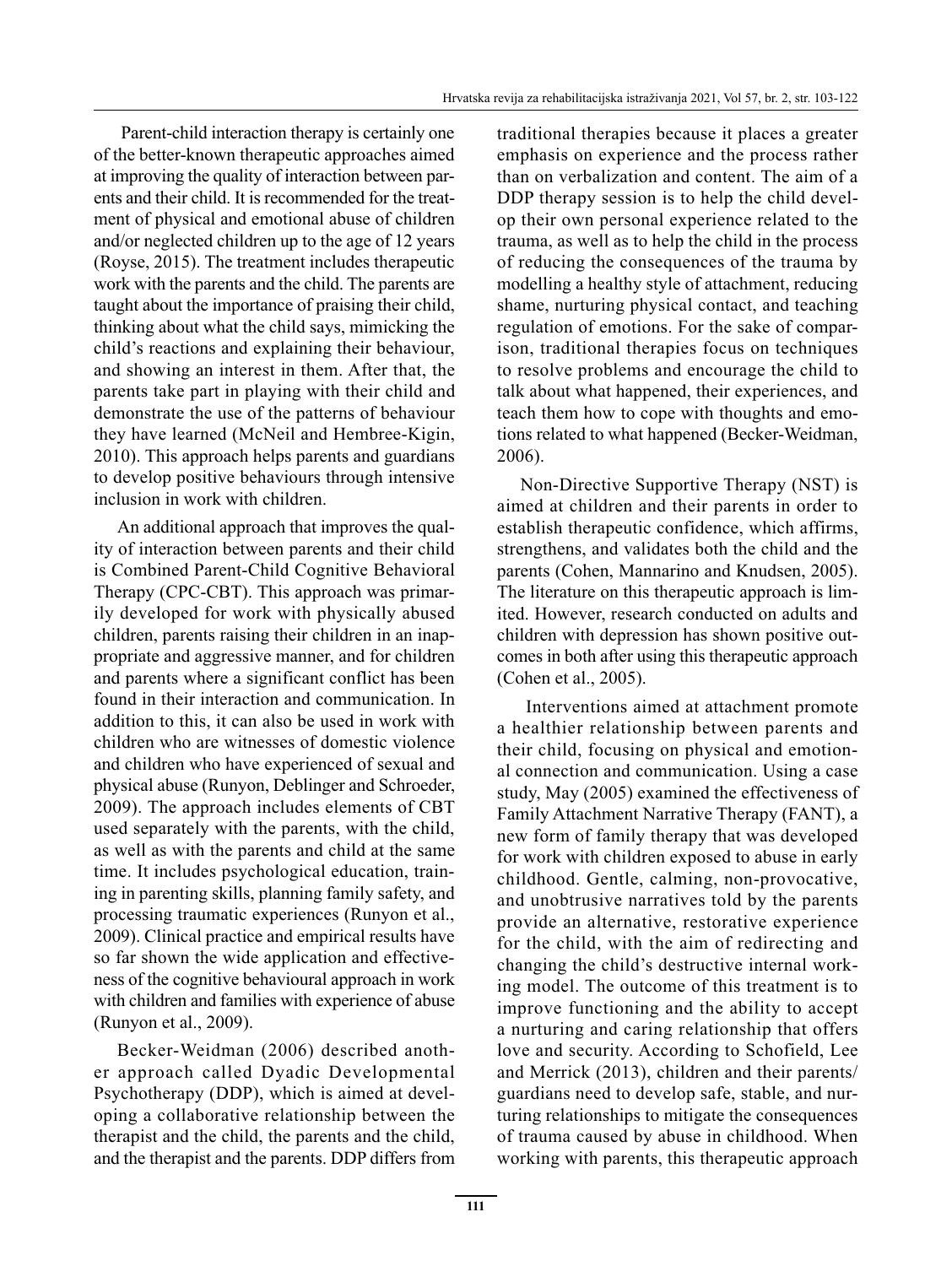Parent-child interaction therapy is certainly one of the better-known therapeutic approaches aimed at improving the quality of interaction between parents and their child. It is recommended for the treatment of physical and emotional abuse of children and/or neglected children up to the age of 12 years (Royse, 2015). The treatment includes therapeutic work with the parents and the child. The parents are taught about the importance of praising their child, thinking about what the child says, mimicking the child's reactions and explaining their behaviour, and showing an interest in them. After that, the parents take part in playing with their child and demonstrate the use of the patterns of behaviour they have learned (McNeil and Hembree-Kigin, 2010). This approach helps parents and guardians to develop positive behaviours through intensive inclusion in work with children.

An additional approach that improves the quality of interaction between parents and their child is Combined Parent-Child Cognitive Behavioral Therapy (CPC-CBT). This approach was primarily developed for work with physically abused children, parents raising their children in an inappropriate and aggressive manner, and for children and parents where a significant conflict has been found in their interaction and communication. In addition to this, it can also be used in work with children who are witnesses of domestic violence and children who have experienced of sexual and physical abuse (Runyon, Deblinger and Schroeder, 2009). The approach includes elements of CBT used separately with the parents, with the child, as well as with the parents and child at the same time. It includes psychological education, training in parenting skills, planning family safety, and processing traumatic experiences (Runyon et al., 2009). Clinical practice and empirical results have so far shown the wide application and effectiveness of the cognitive behavioural approach in work with children and families with experience of abuse (Runyon et al., 2009).

Becker-Weidman (2006) described another approach called Dyadic Developmental Psychotherapy (DDP), which is aimed at developing a collaborative relationship between the therapist and the child, the parents and the child, and the therapist and the parents. DDP differs from traditional therapies because it places a greater emphasis on experience and the process rather than on verbalization and content. The aim of a DDP therapy session is to help the child develop their own personal experience related to the trauma, as well as to help the child in the process of reducing the consequences of the trauma by modelling a healthy style of attachment, reducing shame, nurturing physical contact, and teaching regulation of emotions. For the sake of comparison, traditional therapies focus on techniques to resolve problems and encourage the child to talk about what happened, their experiences, and teach them how to cope with thoughts and emotions related to what happened (Becker-Weidman, 2006).

Non-Directive Supportive Therapy (NST) is aimed at children and their parents in order to establish therapeutic confidence, which affirms, strengthens, and validates both the child and the parents (Cohen, Mannarino and Knudsen, 2005). The literature on this therapeutic approach is limited. However, research conducted on adults and children with depression has shown positive outcomes in both after using this therapeutic approach (Cohen et al., 2005).

Interventions aimed at attachment promote a healthier relationship between parents and their child, focusing on physical and emotional connection and communication. Using a case study, May (2005) examined the effectiveness of Family Attachment Narrative Therapy (FANT), a new form of family therapy that was developed for work with children exposed to abuse in early childhood. Gentle, calming, non-provocative, and unobtrusive narratives told by the parents provide an alternative, restorative experience for the child, with the aim of redirecting and changing the child's destructive internal working model. The outcome of this treatment is to improve functioning and the ability to accept a nurturing and caring relationship that offers love and security. According to Schofield, Lee and Merrick (2013), children and their parents/guardians need to develop safe, stable, and nurturing relationships to mitigate the consequences of trauma caused by abuse in childhood. When working with parents, this therapeutic approach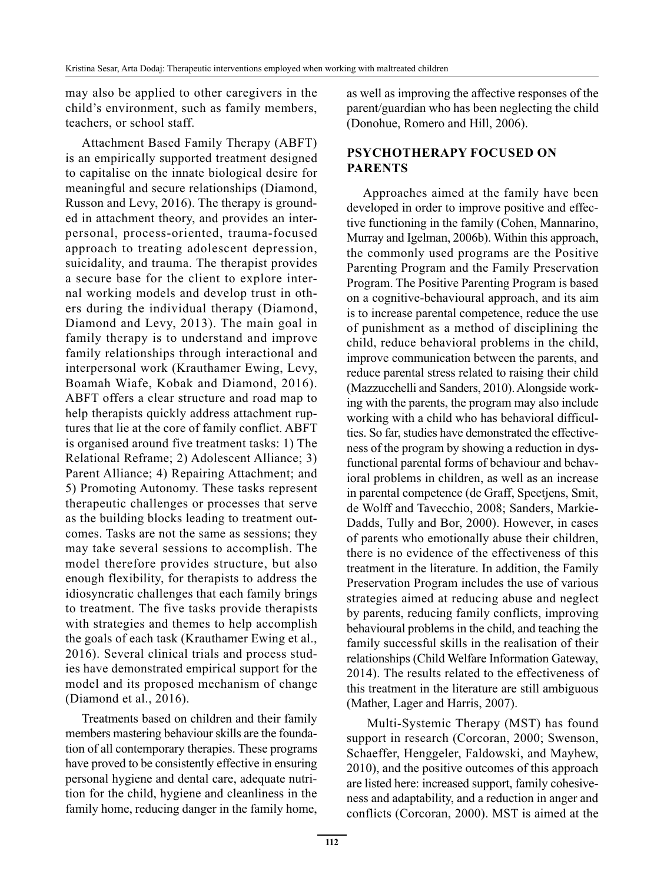may also be applied to other caregivers in the child's environment, such as family members, teachers, or school staff.

Attachment Based Family Therapy (ABFT) is an empirically supported treatment designed to capitalise on the innate biological desire for meaningful and secure relationships (Diamond, Russon and Levy, 2016). The therapy is grounded in attachment theory, and provides an interpersonal, process-oriented, trauma-focused approach to treating adolescent depression, suicidality, and trauma. The therapist provides a secure base for the client to explore internal working models and develop trust in others during the individual therapy (Diamond, Diamond and Levy, 2013). The main goal in family therapy is to understand and improve family relationships through interactional and interpersonal work (Krauthamer Ewing, Levy, Boamah Wiafe, Kobak and Diamond, 2016). ABFT offers a clear structure and road map to help therapists quickly address attachment ruptures that lie at the core of family conflict. ABFT is organised around five treatment tasks: 1) The Relational Reframe; 2) Adolescent Alliance; 3) Parent Alliance; 4) Repairing Attachment; and 5) Promoting Autonomy. These tasks represent therapeutic challenges or processes that serve as the building blocks leading to treatment outcomes. Tasks are not the same as sessions; they may take several sessions to accomplish. The model therefore provides structure, but also enough flexibility, for therapists to address the idiosyncratic challenges that each family brings to treatment. The five tasks provide therapists with strategies and themes to help accomplish the goals of each task (Krauthamer Ewing et al., 2016). Several clinical trials and process studies have demonstrated empirical support for the model and its proposed mechanism of change (Diamond et al., 2016).

Treatments based on children and their family members mastering behaviour skills are the foundation of all contemporary therapies. These programs have proved to be consistently effective in ensuring personal hygiene and dental care, adequate nutrition for the child, hygiene and cleanliness in the family home, reducing danger in the family home, as well as improving the affective responses of the parent/guardian who has been neglecting the child (Donohue, Romero and Hill, 2006).

## PSYCHOTHERAPY FOCUSED ON PARENTS

Approaches aimed at the family have been developed in order to improve positive and effective functioning in the family (Cohen, Mannarino, Murray and Igelman, 2006b). Within this approach, the commonly used programs are the Positive Parenting Program and the Family Preservation Program. The Positive Parenting Program is based on a cognitive-behavioural approach, and its aim is to increase parental competence, reduce the use of punishment as a method of disciplining the child, reduce behavioral problems in the child, improve communication between the parents, and reduce parental stress related to raising their child (Mazzucchelli and Sanders, 2010). Alongside working with the parents, the program may also include working with a child who has behavioral difficulties. So far, studies have demonstrated the effectiveness of the program by showing a reduction in dysfunctional parental forms of behaviour and behavioral problems in children, as well as an increase in parental competence (de Graff, Speetjens, Smit, de Wolff and Tavecchio, 2008; Sanders, Markie-Dadds, Tully and Bor, 2000). However, in cases of parents who emotionally abuse their children, there is no evidence of the effectiveness of this treatment in the literature. In addition, the Family Preservation Program includes the use of various strategies aimed at reducing abuse and neglect by parents, reducing family conflicts, improving behavioural problems in the child, and teaching the family successful skills in the realisation of their relationships (Child Welfare Information Gateway, 2014). The results related to the effectiveness of this treatment in the literature are still ambiguous (Mather, Lager and Harris, 2007).

Multi-Systemic Therapy (MST) has found support in research (Corcoran, 2000; Swenson, Schaeffer, Henggeler, Faldowski, and Mayhew, 2010), and the positive outcomes of this approach are listed here: increased support, family cohesiveness and adaptability, and a reduction in anger and conflicts (Corcoran, 2000). MST is aimed at the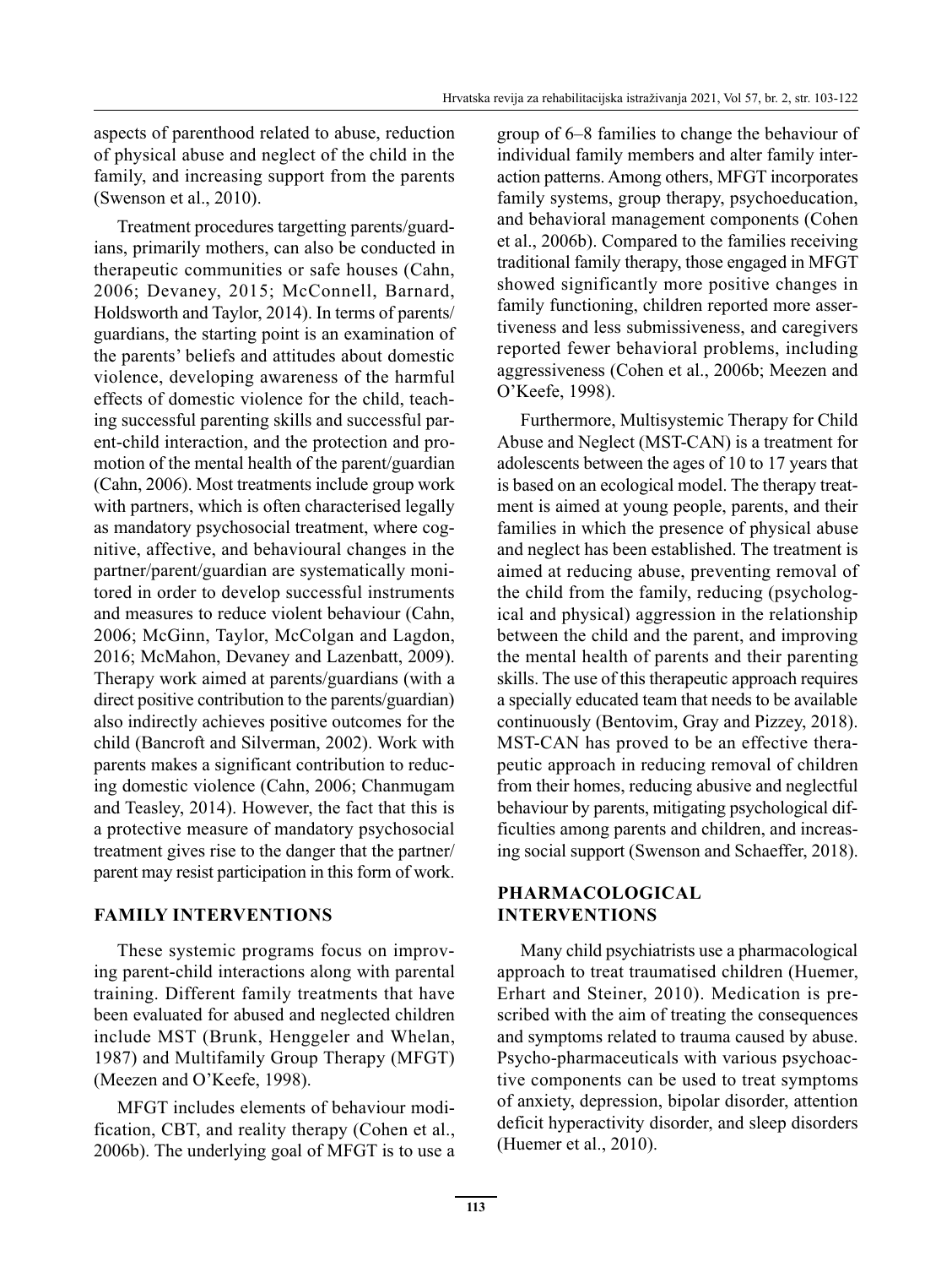aspects of parenthood related to abuse, reduction of physical abuse and neglect of the child in the family, and increasing support from the parents (Swenson et al., 2010).

Treatment procedures targetting parents/guardians, primarily mothers, can also be conducted in therapeutic communities or safe houses (Cahn, 2006; Devaney, 2015; McConnell, Barnard, Holdsworth and Taylor, 2014). In terms of parents/guardians, the starting point is an examination of the parents' beliefs and attitudes about domestic violence, developing awareness of the harmful effects of domestic violence for the child, teaching successful parenting skills and successful parent-child interaction, and the protection and promotion of the mental health of the parent/guardian (Cahn, 2006). Most treatments include group work with partners, which is often characterised legally as mandatory psychosocial treatment, where cognitive, affective, and behavioural changes in the partner/parent/guardian are systematically monitored in order to develop successful instruments and measures to reduce violent behaviour (Cahn, 2006; McGinn, Taylor, McColgan and Lagdon, 2016; McMahon, Devaney and Lazenbatt, 2009). Therapy work aimed at parents/guardians (with a direct positive contribution to the parents/guardian) also indirectly achieves positive outcomes for the child (Bancroft and Silverman, 2002). Work with parents makes a significant contribution to reducing domestic violence (Cahn, 2006; Chanmugam and Teasley, 2014). However, the fact that this is a protective measure of mandatory psychosocial treatment gives rise to the danger that the partner/parent may resist participation in this form of work.

## FAMILY INTERVENTIONS

These systemic programs focus on improving parent-child interactions along with parental training. Different family treatments that have been evaluated for abused and neglected children include MST (Brunk, Henggeler and Whelan, 1987) and Multifamily Group Therapy (MFGT) (Meezen and O'Keefe, 1998).

MFGT includes elements of behaviour modification, CBT, and reality therapy (Cohen et al., 2006b). The underlying goal of MFGT is to use a group of 6–8 families to change the behaviour of individual family members and alter family interaction patterns. Among others, MFGT incorporates family systems, group therapy, psychoeducation, and behavioral management components (Cohen et al., 2006b). Compared to the families receiving traditional family therapy, those engaged in MFGT showed significantly more positive changes in family functioning, children reported more assertiveness and less submissiveness, and caregivers reported fewer behavioral problems, including aggressiveness (Cohen et al., 2006b; Meezen and O'Keefe, 1998).

Furthermore, Multisystemic Therapy for Child Abuse and Neglect (MST-CAN) is a treatment for adolescents between the ages of 10 to 17 years that is based on an ecological model. The therapy treatment is aimed at young people, parents, and their families in which the presence of physical abuse and neglect has been established. The treatment is aimed at reducing abuse, preventing removal of the child from the family, reducing (psychological and physical) aggression in the relationship between the child and the parent, and improving the mental health of parents and their parenting skills. The use of this therapeutic approach requires a specially educated team that needs to be available continuously (Bentovim, Gray and Pizzey, 2018). MST-CAN has proved to be an effective therapeutic approach in reducing removal of children from their homes, reducing abusive and neglectful behaviour by parents, mitigating psychological difficulties among parents and children, and increasing social support (Swenson and Schaeffer, 2018).

## PHARMACOLOGICAL INTERVENTIONS

Many child psychiatrists use a pharmacological approach to treat traumatised children (Huemer, Erhart and Steiner, 2010). Medication is prescribed with the aim of treating the consequences and symptoms related to trauma caused by abuse. Psycho-pharmaceuticals with various psychoactive components can be used to treat symptoms of anxiety, depression, bipolar disorder, attention deficit hyperactivity disorder, and sleep disorders (Huemer et al., 2010).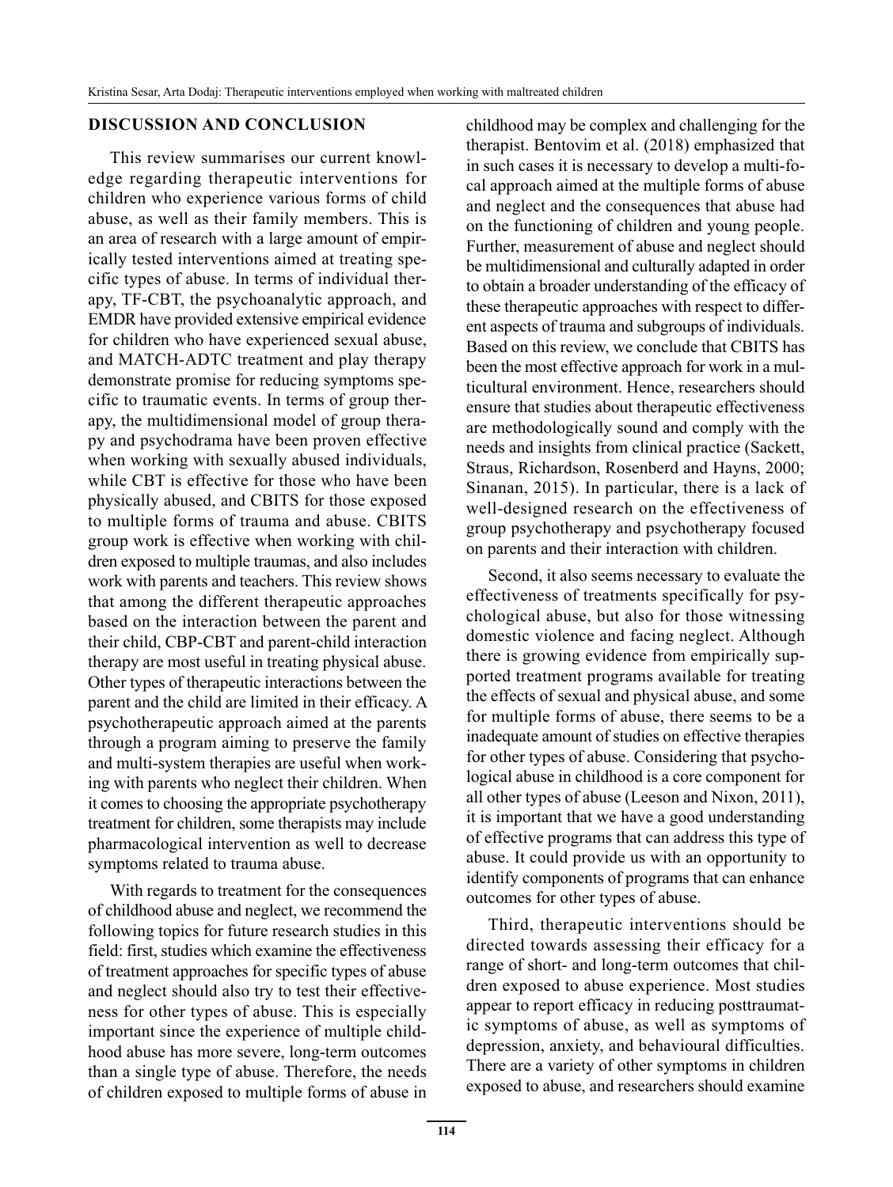## DISCUSSION AND CONCLUSION

This review summarises our current knowledge regarding therapeutic interventions for children who experience various forms of child abuse, as well as their family members. This is an area of research with a large amount of empirically tested interventions aimed at treating specific types of abuse. In terms of individual therapy, TF-CBT, the psychoanalytic approach, and EMDR have provided extensive empirical evidence for children who have experienced sexual abuse, and MATCH-ADTC treatment and play therapy demonstrate promise for reducing symptoms specific to traumatic events. In terms of group therapy, the multidimensional model of group therapy and psychodrama have been proven effective when working with sexually abused individuals, while CBT is effective for those who have been physically abused, and CBITS for those exposed to multiple forms of trauma and abuse. CBITS group work is effective when working with children exposed to multiple traumas, and also includes work with parents and teachers. This review shows that among the different therapeutic approaches based on the interaction between the parent and their child, CBP-CBT and parent-child interaction therapy are most useful in treating physical abuse. Other types of therapeutic interactions between the parent and the child are limited in their efficacy. A psychotherapeutic approach aimed at the parents through a program aiming to preserve the family and multi-system therapies are useful when working with parents who neglect their children. When it comes to choosing the appropriate psychotherapy treatment for children, some therapists may include pharmacological intervention as well to decrease symptoms related to trauma abuse.

With regards to treatment for the consequences of childhood abuse and neglect, we recommend the following topics for future research studies in this field: first, studies which examine the effectiveness of treatment approaches for specific types of abuse and neglect should also try to test their effectiveness for other types of abuse. This is especially important since the experience of multiple childhood abuse has more severe, long-term outcomes than a single type of abuse. Therefore, the needs of children exposed to multiple forms of abuse in childhood may be complex and challenging for the therapist. Bentovim et al. (2018) emphasized that in such cases it is necessary to develop a multi-focal approach aimed at the multiple forms of abuse and neglect and the consequences that abuse had on the functioning of children and young people. Further, measurement of abuse and neglect should be multidimensional and culturally adapted in order to obtain a broader understanding of the efficacy of these therapeutic approaches with respect to different aspects of trauma and subgroups of individuals. Based on this review, we conclude that CBITS has been the most effective approach for work in a multicultural environment. Hence, researchers should ensure that studies about therapeutic effectiveness are methodologically sound and comply with the needs and insights from clinical practice (Sackett, Straus, Richardson, Rosenberd and Hayns, 2000; Sinanan, 2015). In particular, there is a lack of well-designed research on the effectiveness of group psychotherapy and psychotherapy focused on parents and their interaction with children.

Second, it also seems necessary to evaluate the effectiveness of treatments specifically for psychological abuse, but also for those witnessing domestic violence and facing neglect. Although there is growing evidence from empirically supported treatment programs available for treating the effects of sexual and physical abuse, and some for multiple forms of abuse, there seems to be a inadequate amount of studies on effective therapies for other types of abuse. Considering that psychological abuse in childhood is a core component for all other types of abuse (Leeson and Nixon, 2011), it is important that we have a good understanding of effective programs that can address this type of abuse. It could provide us with an opportunity to identify components of programs that can enhance outcomes for other types of abuse.

Third, therapeutic interventions should be directed towards assessing their efficacy for a range of short- and long-term outcomes that children exposed to abuse experience. Most studies appear to report efficacy in reducing posttraumatic symptoms of abuse, as well as symptoms of depression, anxiety, and behavioural difficulties. There are a variety of other symptoms in children exposed to abuse, and researchers should examine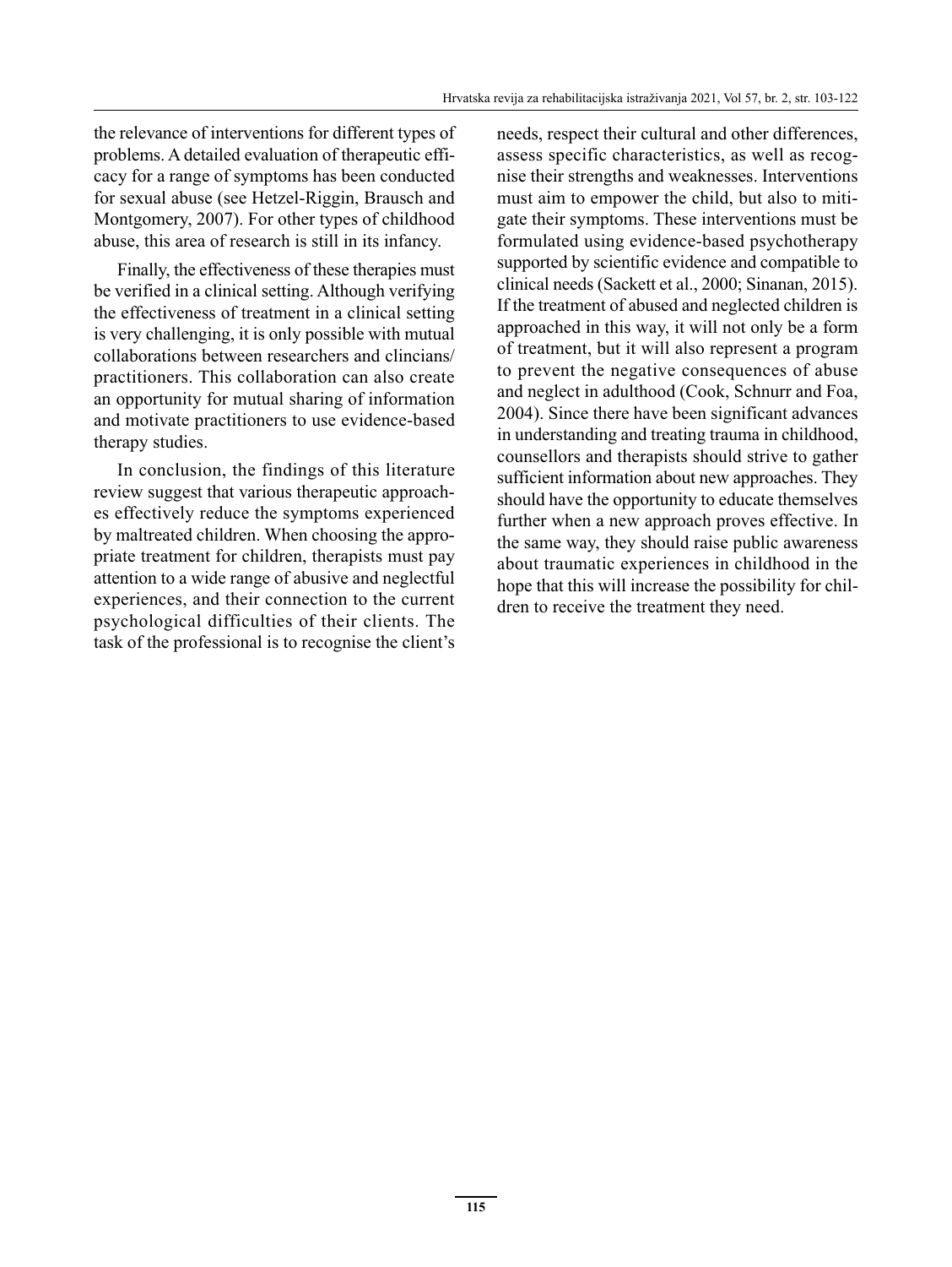the relevance of interventions for different types of problems. A detailed evaluation of therapeutic efficacy for a range of symptoms has been conducted for sexual abuse (see Hetzel-Riggin, Brausch and Montgomery, 2007). For other types of childhood abuse, this area of research is still in its infancy.

Finally, the effectiveness of these therapies must be verified in a clinical setting. Although verifying the effectiveness of treatment in a clinical setting is very challenging, it is only possible with mutual collaborations between researchers and clincians/practitioners. This collaboration can also create an opportunity for mutual sharing of information and motivate practitioners to use evidence-based therapy studies.

In conclusion, the findings of this literature review suggest that various therapeutic approaches effectively reduce the symptoms experienced by maltreated children. When choosing the appropriate treatment for children, therapists must pay attention to a wide range of abusive and neglectful experiences, and their connection to the current psychological difficulties of their clients. The task of the professional is to recognise the client's needs, respect their cultural and other differences, assess specific characteristics, as well as recognise their strengths and weaknesses. Interventions must aim to empower the child, but also to mitigate their symptoms. These interventions must be formulated using evidence-based psychotherapy supported by scientific evidence and compatible to clinical needs (Sackett et al., 2000; Sinanan, 2015). If the treatment of abused and neglected children is approached in this way, it will not only be a form of treatment, but it will also represent a program to prevent the negative consequences of abuse and neglect in adulthood (Cook, Schnurr and Foa, 2004). Since there have been significant advances in understanding and treating trauma in childhood, counsellors and therapists should strive to gather sufficient information about new approaches. They should have the opportunity to educate themselves further when a new approach proves effective. In the same way, they should raise public awareness about traumatic experiences in childhood in the hope that this will increase the possibility for children to receive the treatment they need.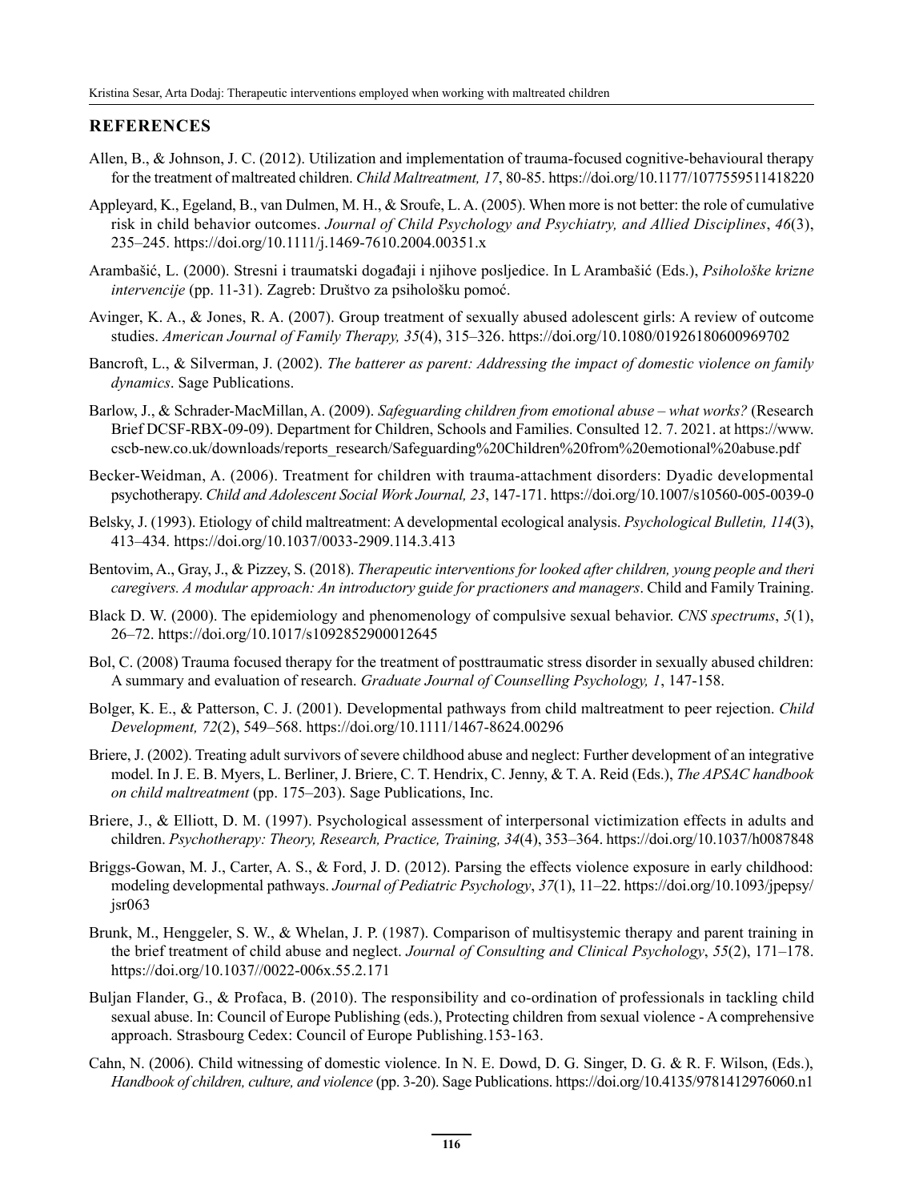## REFERENCES

Allen, B., & Johnson, J. C. (2012). Utilization and implementation of trauma-focused cognitive-behavioural therapy for the treatment of maltreated children. *Child Maltreatment, 17*, 80-85. https://doi.org/10.1177/1077559511418220

Appleyard, K., Egeland, B., van Dulmen, M. H., & Sroufe, L. A. (2005). When more is not better: the role of cumulative risk in child behavior outcomes. *Journal of Child Psychology and Psychiatry, and Allied Disciplines*, *46*(3), 235–245. https://doi.org/10.1111/j.1469-7610.2004.00351.x

Arambašić, L. (2000). Stresni i traumatski događaji i njihove posljedice. In L Arambašić (Eds.), *Psihološke krizne intervencije* (pp. 11-31). Zagreb: Društvo za psihološku pomoć.

Avinger, K. A., & Jones, R. A. (2007). Group treatment of sexually abused adolescent girls: A review of outcome studies. *American Journal of Family Therapy, 35*(4), 315–326. https://doi.org/10.1080/01926180600969702

Bancroft, L., & Silverman, J. (2002). *The batterer as parent: Addressing the impact of domestic violence on family dynamics*. Sage Publications.

Barlow, J., & Schrader-MacMillan, A. (2009). *Safeguarding children from emotional abuse – what works?* (Research Brief DCSF-RBX-09-09). Department for Children, Schools and Families. Consulted 12. 7. 2021. at https://www.cscb-new.co.uk/downloads/reports_research/Safeguarding%20Children%20from%20emotional%20abuse.pdf

Becker-Weidman, A. (2006). Treatment for children with trauma-attachment disorders: Dyadic developmental psychotherapy. *Child and Adolescent Social Work Journal, 23*, 147-171. https://doi.org/10.1007/s10560-005-0039-0

Belsky, J. (1993). Etiology of child maltreatment: A developmental ecological analysis. *Psychological Bulletin, 114*(3), 413–434. https://doi.org/10.1037/0033-2909.114.3.413

Bentovim, A., Gray, J., & Pizzey, S. (2018). *Therapeutic interventions for looked after children, young people and theri caregivers. A modular approach: An introductory guide for practioners and managers*. Child and Family Training.

Black D. W. (2000). The epidemiology and phenomenology of compulsive sexual behavior. *CNS spectrums*, *5*(1), 26–72. https://doi.org/10.1017/s1092852900012645

Bol, C. (2008) Trauma focused therapy for the treatment of posttraumatic stress disorder in sexually abused children: A summary and evaluation of research. *Graduate Journal of Counselling Psychology, 1*, 147-158.

Bolger, K. E., & Patterson, C. J. (2001). Developmental pathways from child maltreatment to peer rejection. *Child Development, 72*(2), 549–568. https://doi.org/10.1111/1467-8624.00296

Briere, J. (2002). Treating adult survivors of severe childhood abuse and neglect: Further development of an integrative model. In J. E. B. Myers, L. Berliner, J. Briere, C. T. Hendrix, C. Jenny, & T. A. Reid (Eds.), *The APSAC handbook on child maltreatment* (pp. 175–203). Sage Publications, Inc.

Briere, J., & Elliott, D. M. (1997). Psychological assessment of interpersonal victimization effects in adults and children. *Psychotherapy: Theory, Research, Practice, Training, 34*(4), 353–364. https://doi.org/10.1037/h0087848

Briggs-Gowan, M. J., Carter, A. S., & Ford, J. D. (2012). Parsing the effects violence exposure in early childhood: modeling developmental pathways. *Journal of Pediatric Psychology*, *37*(1), 11–22. https://doi.org/10.1093/jpepsy/jsr063

Brunk, M., Henggeler, S. W., & Whelan, J. P. (1987). Comparison of multisystemic therapy and parent training in the brief treatment of child abuse and neglect. *Journal of Consulting and Clinical Psychology*, *55*(2), 171–178. https://doi.org/10.1037//0022-006x.55.2.171

Buljan Flander, G., & Profaca, B. (2010). The responsibility and co-ordination of professionals in tackling child sexual abuse. In: Council of Europe Publishing (eds.), Protecting children from sexual violence - A comprehensive approach. Strasbourg Cedex: Council of Europe Publishing.153-163.

Cahn, N. (2006). Child witnessing of domestic violence. In N. E. Dowd, D. G. Singer, D. G. & R. F. Wilson, (Eds.), *Handbook of children, culture, and violence* (pp. 3-20). Sage Publications. https://doi.org/10.4135/9781412976060.n1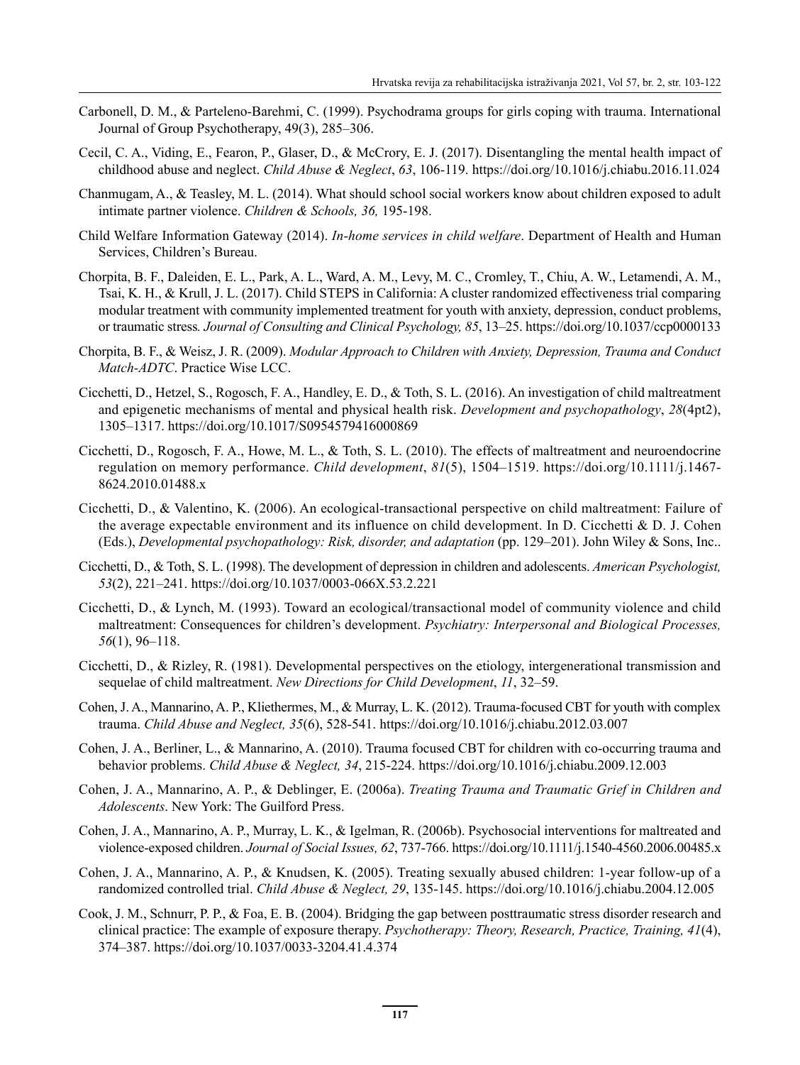Carbonell, D. M., & Parteleno-Barehmi, C. (1999). Psychodrama groups for girls coping with trauma. International Journal of Group Psychotherapy, 49(3), 285–306.

Cecil, C. A., Viding, E., Fearon, P., Glaser, D., & McCrory, E. J. (2017). Disentangling the mental health impact of childhood abuse and neglect. *Child Abuse & Neglect*, *63*, 106-119. https://doi.org/10.1016/j.chiabu.2016.11.024

Chanmugam, A., & Teasley, M. L. (2014). What should school social workers know about children exposed to adult intimate partner violence. *Children & Schools, 36,* 195-198.

Child Welfare Information Gateway (2014). *In-home services in child welfare*. Department of Health and Human Services, Children's Bureau.

Chorpita, B. F., Daleiden, E. L., Park, A. L., Ward, A. M., Levy, M. C., Cromley, T., Chiu, A. W., Letamendi, A. M., Tsai, K. H., & Krull, J. L. (2017). Child STEPS in California: A cluster randomized effectiveness trial comparing modular treatment with community implemented treatment for youth with anxiety, depression, conduct problems, or traumatic stress*. Journal of Consulting and Clinical Psychology, 85*, 13–25. https://doi.org/10.1037/ccp0000133

Chorpita, B. F., & Weisz, J. R. (2009). *Modular Approach to Children with Anxiety, Depression, Trauma and Conduct Match-ADTC*. Practice Wise LCC.

Cicchetti, D., Hetzel, S., Rogosch, F. A., Handley, E. D., & Toth, S. L. (2016). An investigation of child maltreatment and epigenetic mechanisms of mental and physical health risk. *Development and psychopathology*, *28*(4pt2), 1305–1317. https://doi.org/10.1017/S0954579416000869

Cicchetti, D., Rogosch, F. A., Howe, M. L., & Toth, S. L. (2010). The effects of maltreatment and neuroendocrine regulation on memory performance. *Child development*, *81*(5), 1504–1519. https://doi.org/10.1111/j.1467-8624.2010.01488.x

Cicchetti, D., & Valentino, K. (2006). An ecological-transactional perspective on child maltreatment: Failure of the average expectable environment and its influence on child development. In D. Cicchetti & D. J. Cohen (Eds.), *Developmental psychopathology: Risk, disorder, and adaptation* (pp. 129–201). John Wiley & Sons, Inc..

Cicchetti, D., & Toth, S. L. (1998). The development of depression in children and adolescents. *American Psychologist, 53*(2), 221–241. https://doi.org/10.1037/0003-066X.53.2.221

Cicchetti, D., & Lynch, M. (1993). Toward an ecological/transactional model of community violence and child maltreatment: Consequences for children's development. *Psychiatry: Interpersonal and Biological Processes, 56*(1), 96–118.

Cicchetti, D., & Rizley, R. (1981). Developmental perspectives on the etiology, intergenerational transmission and sequelae of child maltreatment. *New Directions for Child Development*, *11*, 32–59.

Cohen, J. A., Mannarino, A. P., Kliethermes, M., & Murray, L. K. (2012). Trauma-focused CBT for youth with complex trauma. *Child Abuse and Neglect, 35*(6), 528-541. https://doi.org/10.1016/j.chiabu.2012.03.007

Cohen, J. A., Berliner, L., & Mannarino, A. (2010). Trauma focused CBT for children with co-occurring trauma and behavior problems. *Child Abuse & Neglect, 34*, 215-224. https://doi.org/10.1016/j.chiabu.2009.12.003

Cohen, J. A., Mannarino, A. P., & Deblinger, E. (2006a). *Treating Trauma and Traumatic Grief in Children and Adolescents*. New York: The Guilford Press.

Cohen, J. A., Mannarino, A. P., Murray, L. K., & Igelman, R. (2006b). Psychosocial interventions for maltreated and violence-exposed children. *Journal of Social Issues, 62*, 737-766. https://doi.org/10.1111/j.1540-4560.2006.00485.x

Cohen, J. A., Mannarino, A. P., & Knudsen, K. (2005). Treating sexually abused children: 1-year follow-up of a randomized controlled trial. *Child Abuse & Neglect, 29*, 135-145. https://doi.org/10.1016/j.chiabu.2004.12.005

Cook, J. M., Schnurr, P. P., & Foa, E. B. (2004). Bridging the gap between posttraumatic stress disorder research and clinical practice: The example of exposure therapy. *Psychotherapy: Theory, Research, Practice, Training, 41*(4), 374–387. https://doi.org/10.1037/0033-3204.41.4.374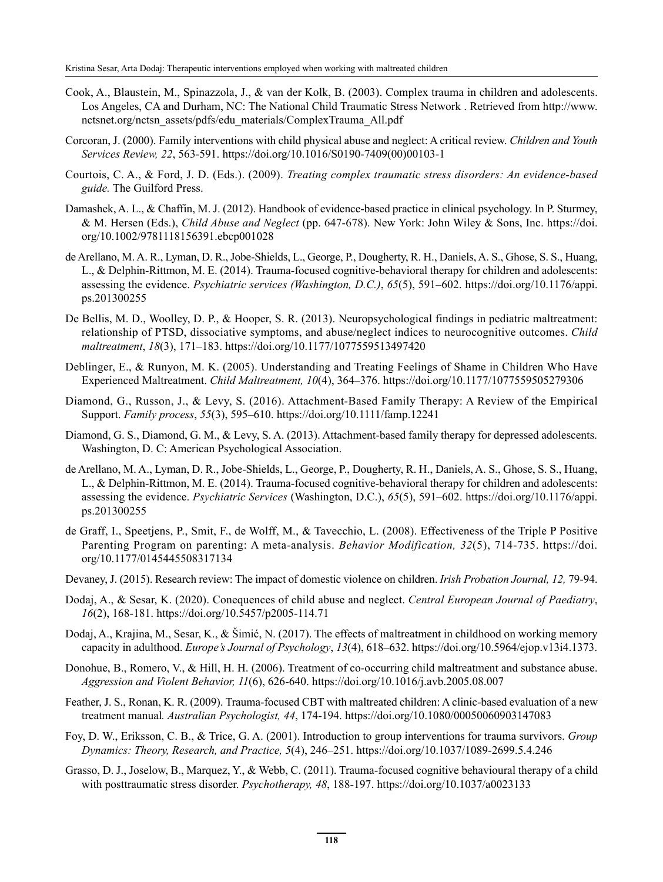Cook, A., Blaustein, M., Spinazzola, J., & van der Kolk, B. (2003). Complex trauma in children and adolescents. Los Angeles, CA and Durham, NC: The National Child Traumatic Stress Network . Retrieved from http://www.nctsnet.org/nctsn_assets/pdfs/edu_materials/ComplexTrauma_All.pdf

Corcoran, J. (2000). Family interventions with child physical abuse and neglect: A critical review. *Children and Youth Services Review, 22*, 563-591. https://doi.org/10.1016/S0190-7409(00)00103-1

Courtois, C. A., & Ford, J. D. (Eds.). (2009). *Treating complex traumatic stress disorders: An evidence-based guide.* The Guilford Press.

Damashek, A. L., & Chaffin, M. J. (2012). Handbook of evidence-based practice in clinical psychology. In P. Sturmey, & M. Hersen (Eds.), *Child Abuse and Neglect* (pp. 647-678). New York: John Wiley & Sons, Inc. https://doi.org/10.1002/9781118156391.ebcp001028

de Arellano, M. A. R., Lyman, D. R., Jobe-Shields, L., George, P., Dougherty, R. H., Daniels, A. S., Ghose, S. S., Huang, L., & Delphin-Rittmon, M. E. (2014). Trauma-focused cognitive-behavioral therapy for children and adolescents: assessing the evidence. *Psychiatric services (Washington, D.C.)*, *65*(5), 591–602. https://doi.org/10.1176/appi.ps.201300255

De Bellis, M. D., Woolley, D. P., & Hooper, S. R. (2013). Neuropsychological findings in pediatric maltreatment: relationship of PTSD, dissociative symptoms, and abuse/neglect indices to neurocognitive outcomes. *Child maltreatment*, *18*(3), 171–183. https://doi.org/10.1177/1077559513497420

Deblinger, E., & Runyon, M. K. (2005). Understanding and Treating Feelings of Shame in Children Who Have Experienced Maltreatment. *Child Maltreatment, 10*(4), 364–376. https://doi.org/10.1177/1077559505279306

Diamond, G., Russon, J., & Levy, S. (2016). Attachment-Based Family Therapy: A Review of the Empirical Support. *Family process*, *55*(3), 595–610. https://doi.org/10.1111/famp.12241

Diamond, G. S., Diamond, G. M., & Levy, S. A. (2013). Attachment-based family therapy for depressed adolescents. Washington, D. C: American Psychological Association.

de Arellano, M. A., Lyman, D. R., Jobe-Shields, L., George, P., Dougherty, R. H., Daniels, A. S., Ghose, S. S., Huang, L., & Delphin-Rittmon, M. E. (2014). Trauma-focused cognitive-behavioral therapy for children and adolescents: assessing the evidence. *Psychiatric Services* (Washington, D.C.), *65*(5), 591–602. https://doi.org/10.1176/appi.ps.201300255

de Graff, I., Speetjens, P., Smit, F., de Wolff, M., & Tavecchio, L. (2008). Effectiveness of the Triple P Positive Parenting Program on parenting: A meta-analysis. *Behavior Modification, 32*(5), 714-735. https://doi.org/10.1177/0145445508317134

Devaney, J. (2015). Research review: The impact of domestic violence on children. *Irish Probation Journal, 12,* 79-94.

Dodaj, A., & Sesar, K. (2020). Conequences of child abuse and neglect. *Central European Journal of Paediatry*, *16*(2), 168-181. https://doi.org/10.5457/p2005-114.71

Dodaj, A., Krajina, M., Sesar, K., & Šimić, N. (2017). The effects of maltreatment in childhood on working memory capacity in adulthood. *Europe's Journal of Psychology*, *13*(4), 618–632. https://doi.org/10.5964/ejop.v13i4.1373.

Donohue, B., Romero, V., & Hill, H. H. (2006). Treatment of co-occurring child maltreatment and substance abuse. *Aggression and Violent Behavior, 11*(6), 626-640. https://doi.org/10.1016/j.avb.2005.08.007

Feather, J. S., Ronan, K. R. (2009). Trauma-focused CBT with maltreated children: A clinic-based evaluation of a new treatment manual*. Australian Psychologist, 44*, 174-194. https://doi.org/10.1080/00050060903147083

Foy, D. W., Eriksson, C. B., & Trice, G. A. (2001). Introduction to group interventions for trauma survivors. *Group Dynamics: Theory, Research, and Practice, 5*(4), 246–251. https://doi.org/10.1037/1089-2699.5.4.246

Grasso, D. J., Joselow, B., Marquez, Y., & Webb, C. (2011). Trauma-focused cognitive behavioural therapy of a child with posttraumatic stress disorder. *Psychotherapy, 48*, 188-197. https://doi.org/10.1037/a0023133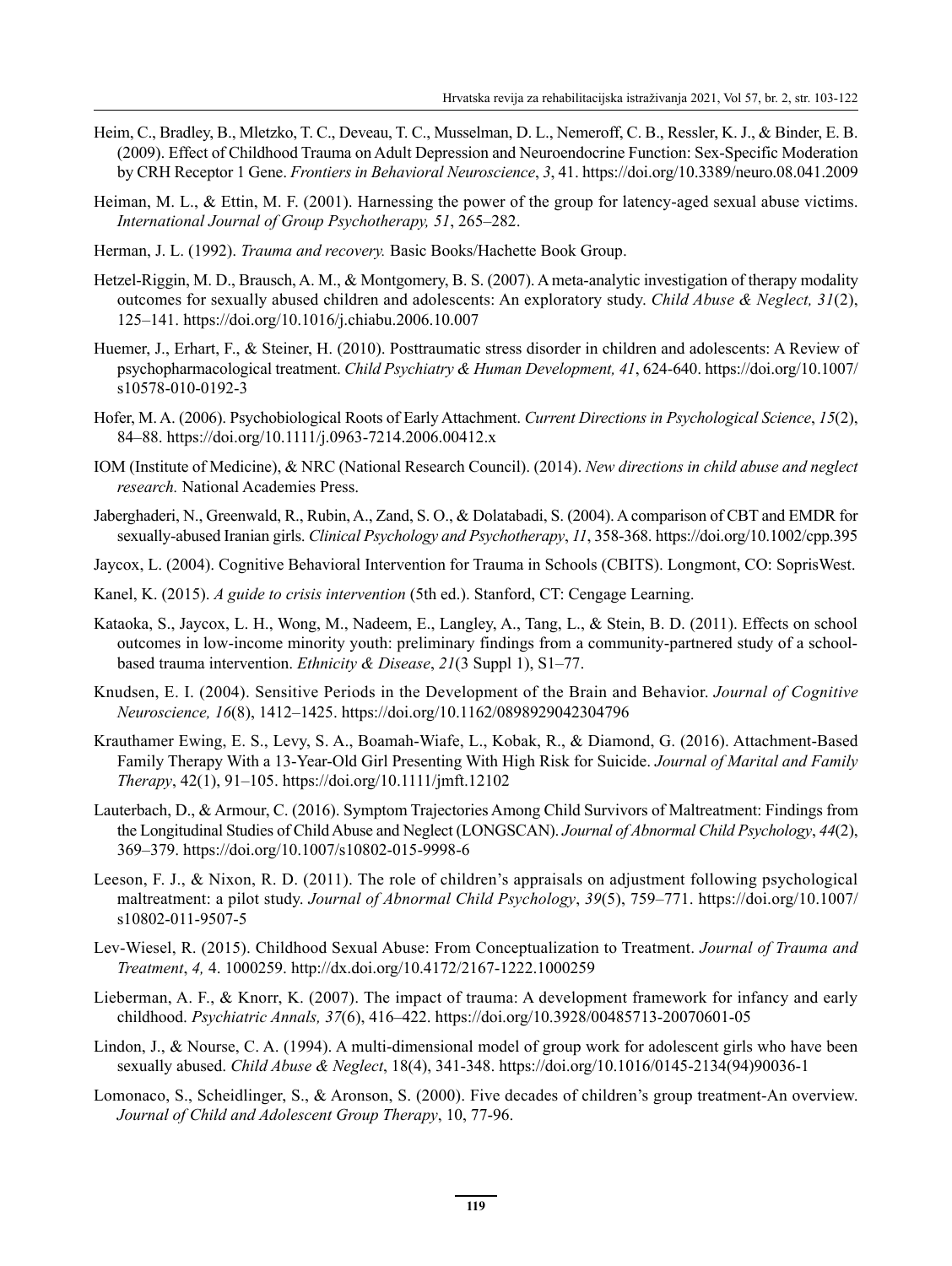Heim, C., Bradley, B., Mletzko, T. C., Deveau, T. C., Musselman, D. L., Nemeroff, C. B., Ressler, K. J., & Binder, E. B. (2009). Effect of Childhood Trauma on Adult Depression and Neuroendocrine Function: Sex-Specific Moderation by CRH Receptor 1 Gene. *Frontiers in Behavioral Neuroscience*, *3*, 41. https://doi.org/10.3389/neuro.08.041.2009

Heiman, M. L., & Ettin, M. F. (2001). Harnessing the power of the group for latency-aged sexual abuse victims. *International Journal of Group Psychotherapy, 51*, 265–282.

Herman, J. L. (1992). *Trauma and recovery.* Basic Books/Hachette Book Group.

Hetzel-Riggin, M. D., Brausch, A. M., & Montgomery, B. S. (2007). A meta-analytic investigation of therapy modality outcomes for sexually abused children and adolescents: An exploratory study. *Child Abuse & Neglect, 31*(2), 125–141. https://doi.org/10.1016/j.chiabu.2006.10.007

Huemer, J., Erhart, F., & Steiner, H. (2010). Posttraumatic stress disorder in children and adolescents: A Review of psychopharmacological treatment. *Child Psychiatry & Human Development, 41*, 624-640. https://doi.org/10.1007/s10578-010-0192-3

Hofer, M. A. (2006). Psychobiological Roots of Early Attachment. *Current Directions in Psychological Science*, *15*(2), 84–88. https://doi.org/10.1111/j.0963-7214.2006.00412.x

IOM (Institute of Medicine), & NRC (National Research Council). (2014). *New directions in child abuse and neglect research.* National Academies Press.

Jaberghaderi, N., Greenwald, R., Rubin, A., Zand, S. O., & Dolatabadi, S. (2004). A comparison of CBT and EMDR for sexually-abused Iranian girls. *Clinical Psychology and Psychotherapy*, *11*, 358-368. https://doi.org/10.1002/cpp.395

Jaycox, L. (2004). Cognitive Behavioral Intervention for Trauma in Schools (CBITS). Longmont, CO: SoprisWest.

Kanel, K. (2015). *A guide to crisis intervention* (5th ed.). Stanford, CT: Cengage Learning.

Kataoka, S., Jaycox, L. H., Wong, M., Nadeem, E., Langley, A., Tang, L., & Stein, B. D. (2011). Effects on school outcomes in low-income minority youth: preliminary findings from a community-partnered study of a school-based trauma intervention. *Ethnicity & Disease*, *21*(3 Suppl 1), S1–77.

Knudsen, E. I. (2004). Sensitive Periods in the Development of the Brain and Behavior. *Journal of Cognitive Neuroscience, 16*(8), 1412–1425. https://doi.org/10.1162/0898929042304796

Krauthamer Ewing, E. S., Levy, S. A., Boamah-Wiafe, L., Kobak, R., & Diamond, G. (2016). Attachment-Based Family Therapy With a 13-Year-Old Girl Presenting With High Risk for Suicide. *Journal of Marital and Family Therapy*, 42(1), 91–105. https://doi.org/10.1111/jmft.12102

Lauterbach, D., & Armour, C. (2016). Symptom Trajectories Among Child Survivors of Maltreatment: Findings from the Longitudinal Studies of Child Abuse and Neglect (LONGSCAN). *Journal of Abnormal Child Psychology*, *44*(2), 369–379. https://doi.org/10.1007/s10802-015-9998-6

Leeson, F. J., & Nixon, R. D. (2011). The role of children's appraisals on adjustment following psychological maltreatment: a pilot study. *Journal of Abnormal Child Psychology*, *39*(5), 759–771. https://doi.org/10.1007/s10802-011-9507-5

Lev-Wiesel, R. (2015). Childhood Sexual Abuse: From Conceptualization to Treatment. *Journal of Trauma and Treatment*, *4,* 4. 1000259. http://dx.doi.org/10.4172/2167-1222.1000259

Lieberman, A. F., & Knorr, K. (2007). The impact of trauma: A development framework for infancy and early childhood. *Psychiatric Annals, 37*(6), 416–422. https://doi.org/10.3928/00485713-20070601-05

Lindon, J., & Nourse, C. A. (1994). A multi-dimensional model of group work for adolescent girls who have been sexually abused. *Child Abuse & Neglect*, 18(4), 341-348. https://doi.org/10.1016/0145-2134(94)90036-1

Lomonaco, S., Scheidlinger, S., & Aronson, S. (2000). Five decades of children's group treatment-An overview. *Journal of Child and Adolescent Group Therapy*, 10, 77-96.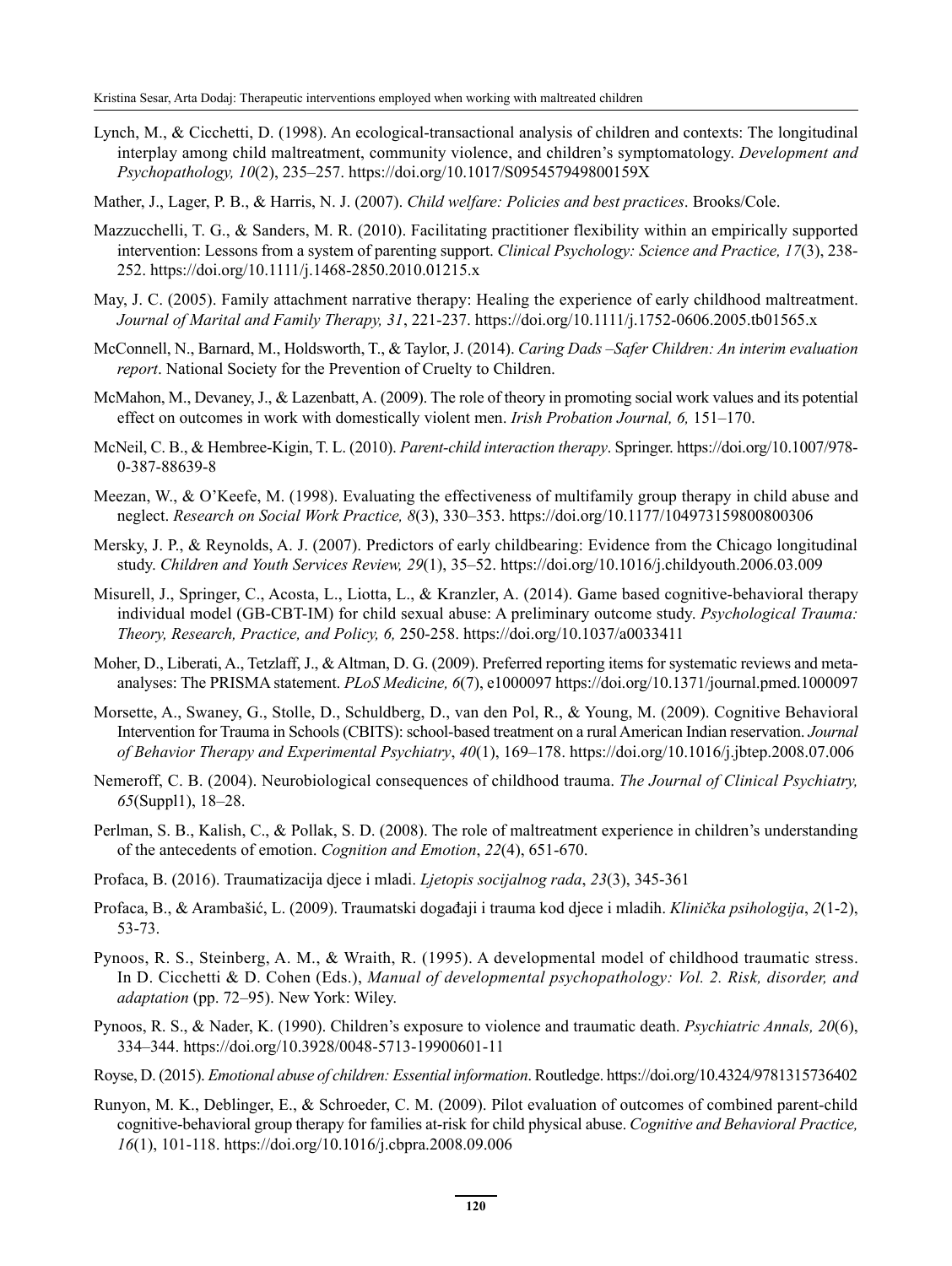Lynch, M., & Cicchetti, D. (1998). An ecological-transactional analysis of children and contexts: The longitudinal interplay among child maltreatment, community violence, and children's symptomatology. *Development and Psychopathology, 10*(2), 235–257. https://doi.org/10.1017/S095457949800159X

Mather, J., Lager, P. B., & Harris, N. J. (2007). *Child welfare: Policies and best practices*. Brooks/Cole.

Mazzucchelli, T. G., & Sanders, M. R. (2010). Facilitating practitioner flexibility within an empirically supported intervention: Lessons from a system of parenting support. *Clinical Psychology: Science and Practice, 17*(3), 238-252. https://doi.org/10.1111/j.1468-2850.2010.01215.x

May, J. C. (2005). Family attachment narrative therapy: Healing the experience of early childhood maltreatment. *Journal of Marital and Family Therapy, 31*, 221-237. https://doi.org/10.1111/j.1752-0606.2005.tb01565.x

McConnell, N., Barnard, M., Holdsworth, T., & Taylor, J. (2014). *Caring Dads –Safer Children: An interim evaluation report*. National Society for the Prevention of Cruelty to Children.

McMahon, M., Devaney, J., & Lazenbatt, A. (2009). The role of theory in promoting social work values and its potential effect on outcomes in work with domestically violent men. *Irish Probation Journal, 6,* 151–170.

McNeil, C. B., & Hembree-Kigin, T. L. (2010). *Parent-child interaction therapy*. Springer. https://doi.org/10.1007/978-0-387-88639-8

Meezan, W., & O'Keefe, M. (1998). Evaluating the effectiveness of multifamily group therapy in child abuse and neglect. *Research on Social Work Practice, 8*(3), 330–353. https://doi.org/10.1177/104973159800800306

Mersky, J. P., & Reynolds, A. J. (2007). Predictors of early childbearing: Evidence from the Chicago longitudinal study. *Children and Youth Services Review, 29*(1), 35–52. https://doi.org/10.1016/j.childyouth.2006.03.009

Misurell, J., Springer, C., Acosta, L., Liotta, L., & Kranzler, A. (2014). Game based cognitive-behavioral therapy individual model (GB-CBT-IM) for child sexual abuse: A preliminary outcome study. *Psychological Trauma: Theory, Research, Practice, and Policy, 6,* 250-258. https://doi.org/10.1037/a0033411

Moher, D., Liberati, A., Tetzlaff, J., & Altman, D. G. (2009). Preferred reporting items for systematic reviews and meta-analyses: The PRISMA statement. *PLoS Medicine, 6*(7), e1000097 https://doi.org/10.1371/journal.pmed.1000097

Morsette, A., Swaney, G., Stolle, D., Schuldberg, D., van den Pol, R., & Young, M. (2009). Cognitive Behavioral Intervention for Trauma in Schools (CBITS): school-based treatment on a rural American Indian reservation. *Journal of Behavior Therapy and Experimental Psychiatry*, *40*(1), 169–178. https://doi.org/10.1016/j.jbtep.2008.07.006

Nemeroff, C. B. (2004). Neurobiological consequences of childhood trauma. *The Journal of Clinical Psychiatry, 65*(Suppl1), 18–28.

Perlman, S. B., Kalish, C., & Pollak, S. D. (2008). The role of maltreatment experience in children's understanding of the antecedents of emotion. *Cognition and Emotion*, *22*(4), 651-670.

Profaca, B. (2016). Traumatizacija djece i mladi. *Ljetopis socijalnog rada*, *23*(3), 345-361

Profaca, B., & Arambašić, L. (2009). Traumatski događaji i trauma kod djece i mladih. *Klinička psihologija*, *2*(1-2), 53-73.

Pynoos, R. S., Steinberg, A. M., & Wraith, R. (1995). A developmental model of childhood traumatic stress. In D. Cicchetti & D. Cohen (Eds.), *Manual of developmental psychopathology: Vol. 2. Risk, disorder, and adaptation* (pp. 72–95). New York: Wiley.

Pynoos, R. S., & Nader, K. (1990). Children's exposure to violence and traumatic death. *Psychiatric Annals, 20*(6), 334–344. https://doi.org/10.3928/0048-5713-19900601-11

Royse, D. (2015). *Emotional abuse of children: Essential information*. Routledge. https://doi.org/10.4324/9781315736402

Runyon, M. K., Deblinger, E., & Schroeder, C. M. (2009). Pilot evaluation of outcomes of combined parent-child cognitive-behavioral group therapy for families at-risk for child physical abuse. *Cognitive and Behavioral Practice, 16*(1), 101-118. https://doi.org/10.1016/j.cbpra.2008.09.006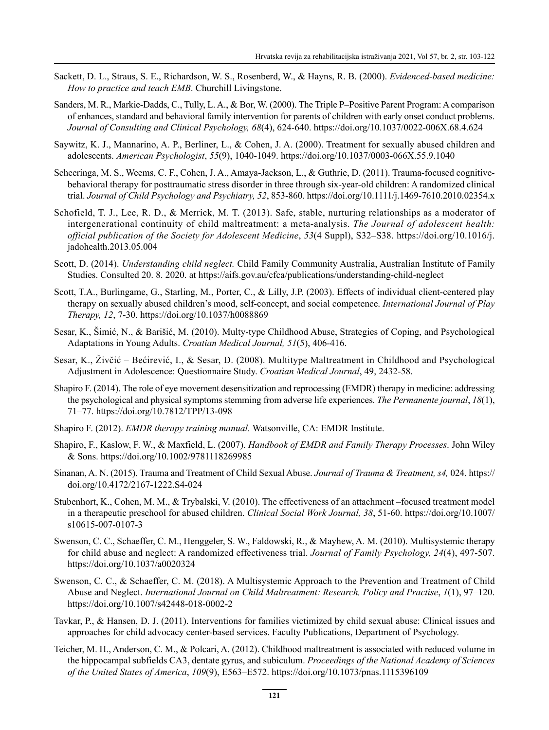Sackett, D. L., Straus, S. E., Richardson, W. S., Rosenberd, W., & Hayns, R. B. (2000). *Evidenced-based medicine: How to practice and teach EMB*. Churchill Livingstone.

Sanders, M. R., Markie-Dadds, C., Tully, L. A., & Bor, W. (2000). The Triple P–Positive Parent Program: A comparison of enhances, standard and behavioral family intervention for parents of children with early onset conduct problems. *Journal of Consulting and Clinical Psychology, 68*(4), 624-640. https://doi.org/10.1037/0022-006X.68.4.624

Saywitz, K. J., Mannarino, A. P., Berliner, L., & Cohen, J. A. (2000). Treatment for sexually abused children and adolescents. *American Psychologist*, *55*(9), 1040-1049. https://doi.org/10.1037/0003-066X.55.9.1040

Scheeringa, M. S., Weems, C. F., Cohen, J. A., Amaya-Jackson, L., & Guthrie, D. (2011). Trauma-focused cognitive-behavioral therapy for posttraumatic stress disorder in three through six-year-old children: A randomized clinical trial. *Journal of Child Psychology and Psychiatry, 52*, 853-860. https://doi.org/10.1111/j.1469-7610.2010.02354.x

Schofield, T. J., Lee, R. D., & Merrick, M. T. (2013). Safe, stable, nurturing relationships as a moderator of intergenerational continuity of child maltreatment: a meta-analysis. *The Journal of adolescent health: official publication of the Society for Adolescent Medicine*, *53*(4 Suppl), S32–S38. https://doi.org/10.1016/j.jadohealth.2013.05.004

Scott, D. (2014). *Understanding child neglect.* Child Family Community Australia, Australian Institute of Family Studies. Consulted 20. 8. 2020. at https://aifs.gov.au/cfca/publications/understanding-child-neglect

Scott, T.A., Burlingame, G., Starling, M., Porter, C., & Lilly, J.P. (2003). Effects of individual client-centered play therapy on sexually abused children's mood, self-concept, and social competence. *International Journal of Play Therapy, 12*, 7-30. https://doi.org/10.1037/h0088869

Sesar, K., Šimić, N., & Barišić, M. (2010). Multy-type Childhood Abuse, Strategies of Coping, and Psychological Adaptations in Young Adults. *Croatian Medical Journal, 51*(5), 406-416.

Sesar, K., Živčić – Bećirević, I., & Sesar, D. (2008). Multitype Maltreatment in Childhood and Psychological Adjustment in Adolescence: Questionnaire Study. *Croatian Medical Journal*, 49, 2432-58.

Shapiro F. (2014). The role of eye movement desensitization and reprocessing (EMDR) therapy in medicine: addressing the psychological and physical symptoms stemming from adverse life experiences. *The Permanente journal*, *18*(1), 71–77. https://doi.org/10.7812/TPP/13-098

Shapiro F. (2012). *EMDR therapy training manual.* Watsonville, CA: EMDR Institute.

Shapiro, F., Kaslow, F. W., & Maxfield, L. (2007). *Handbook of EMDR and Family Therapy Processes*. John Wiley & Sons. https://doi.org/10.1002/9781118269985

Sinanan, A. N. (2015). Trauma and Treatment of Child Sexual Abuse. *Journal of Trauma & Treatment, s4,* 024. https://doi.org/10.4172/2167-1222.S4-024

Stubenhort, K., Cohen, M. M., & Trybalski, V. (2010). The effectiveness of an attachment –focused treatment model in a therapeutic preschool for abused children. *Clinical Social Work Journal, 38*, 51-60. https://doi.org/10.1007/s10615-007-0107-3

Swenson, C. C., Schaeffer, C. M., Henggeler, S. W., Faldowski, R., & Mayhew, A. M. (2010). Multisystemic therapy for child abuse and neglect: A randomized effectiveness trial. *Journal of Family Psychology, 24*(4), 497-507. https://doi.org/10.1037/a0020324

Swenson, C. C., & Schaeffer, C. M. (2018). A Multisystemic Approach to the Prevention and Treatment of Child Abuse and Neglect. *International Journal on Child Maltreatment: Research, Policy and Practise*, *1*(1), 97–120. https://doi.org/10.1007/s42448-018-0002-2

Tavkar, P., & Hansen, D. J. (2011). Interventions for families victimized by child sexual abuse: Clinical issues and approaches for child advocacy center-based services. Faculty Publications, Department of Psychology.

Teicher, M. H., Anderson, C. M., & Polcari, A. (2012). Childhood maltreatment is associated with reduced volume in the hippocampal subfields CA3, dentate gyrus, and subiculum. *Proceedings of the National Academy of Sciences of the United States of America*, *109*(9), E563–E572. https://doi.org/10.1073/pnas.1115396109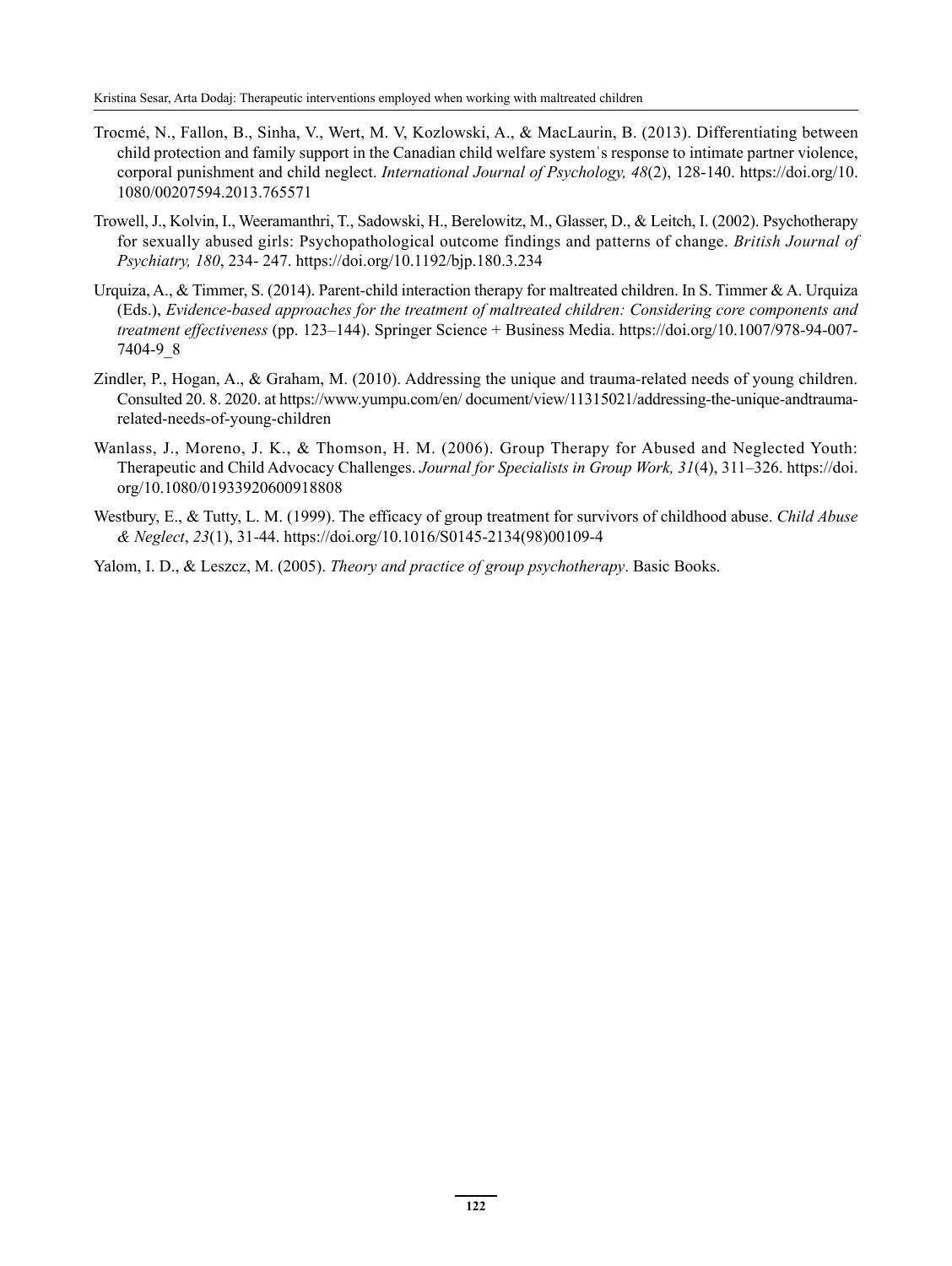Trocmé, N., Fallon, B., Sinha, V., Wert, M. V, Kozlowski, A., & MacLaurin, B. (2013). Differentiating between child protection and family support in the Canadian child welfare system's response to intimate partner violence, corporal punishment and child neglect. *International Journal of Psychology, 48*(2), 128-140. https://doi.org/10.1080/00207594.2013.765571

Trowell, J., Kolvin, I., Weeramanthri, T., Sadowski, H., Berelowitz, M., Glasser, D., & Leitch, I. (2002). Psychotherapy for sexually abused girls: Psychopathological outcome findings and patterns of change. *British Journal of Psychiatry, 180*, 234- 247. https://doi.org/10.1192/bjp.180.3.234

Urquiza, A., & Timmer, S. (2014). Parent-child interaction therapy for maltreated children. In S. Timmer & A. Urquiza (Eds.), *Evidence-based approaches for the treatment of maltreated children: Considering core components and treatment effectiveness* (pp. 123–144). Springer Science + Business Media. https://doi.org/10.1007/978-94-007-7404-9_8

Zindler, P., Hogan, A., & Graham, M. (2010). Addressing the unique and trauma-related needs of young children. Consulted 20. 8. 2020. at https://www.yumpu.com/en/ document/view/11315021/addressing-the-unique-andtrauma-related-needs-of-young-children

Wanlass, J., Moreno, J. K., & Thomson, H. M. (2006). Group Therapy for Abused and Neglected Youth: Therapeutic and Child Advocacy Challenges. *Journal for Specialists in Group Work, 31*(4), 311–326. https://doi.org/10.1080/01933920600918808

Westbury, E., & Tutty, L. M. (1999). The efficacy of group treatment for survivors of childhood abuse. *Child Abuse & Neglect*, *23*(1), 31-44. https://doi.org/10.1016/S0145-2134(98)00109-4

Yalom, I. D., & Leszcz, M. (2005). *Theory and practice of group psychotherapy*. Basic Books.